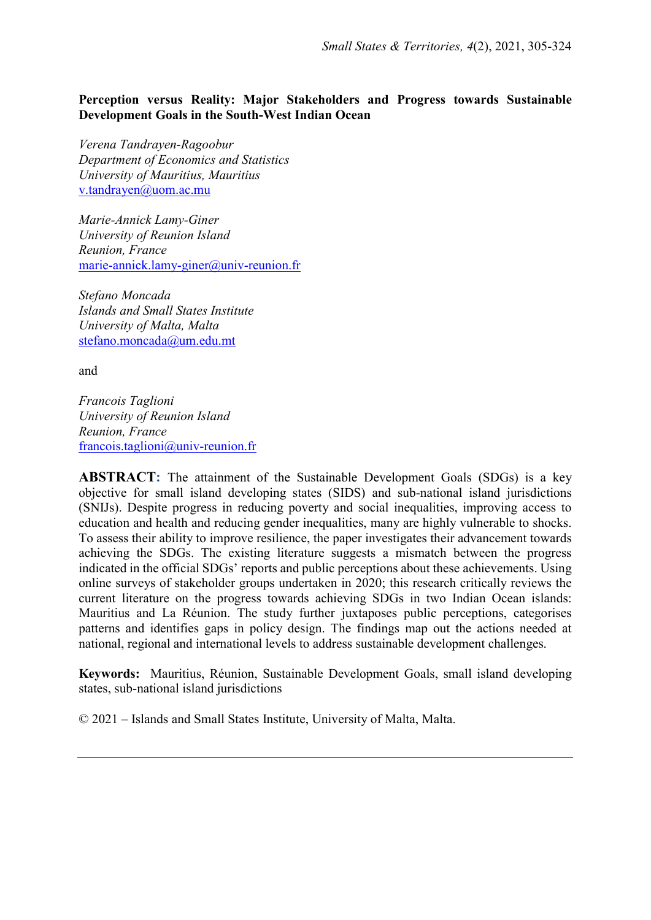# Perception versus Reality: Major Stakeholders and Progress towards Sustainable Development Goals in the South-West Indian Ocean

*Verena Tandrayen-Ragoobur*
*Department of Economics and Statistics*
*University of Mauritius, Mauritius*
v.tandrayen@uom.ac.mu

*Marie-Annick Lamy-Giner*
*University of Reunion Island*
*Reunion, France*
marie-annick.lamy-giner@univ-reunion.fr

*Stefano Moncada*
*Islands and Small States Institute*
*University of Malta, Malta*
stefano.moncada@um.edu.mt

and

*Francois Taglioni*
*University of Reunion Island*
*Reunion, France*
francois.taglioni@univ-reunion.fr

**ABSTRACT:** The attainment of the Sustainable Development Goals (SDGs) is a key objective for small island developing states (SIDS) and sub-national island jurisdictions (SNIJs). Despite progress in reducing poverty and social inequalities, improving access to education and health and reducing gender inequalities, many are highly vulnerable to shocks. To assess their ability to improve resilience, the paper investigates their advancement towards achieving the SDGs. The existing literature suggests a mismatch between the progress indicated in the official SDGs' reports and public perceptions about these achievements. Using online surveys of stakeholder groups undertaken in 2020; this research critically reviews the current literature on the progress towards achieving SDGs in two Indian Ocean islands: Mauritius and La Réunion. The study further juxtaposes public perceptions, categorises patterns and identifies gaps in policy design. The findings map out the actions needed at national, regional and international levels to address sustainable development challenges.

**Keywords:** Mauritius, Réunion, Sustainable Development Goals, small island developing states, sub-national island jurisdictions

© 2021 – Islands and Small States Institute, University of Malta, Malta.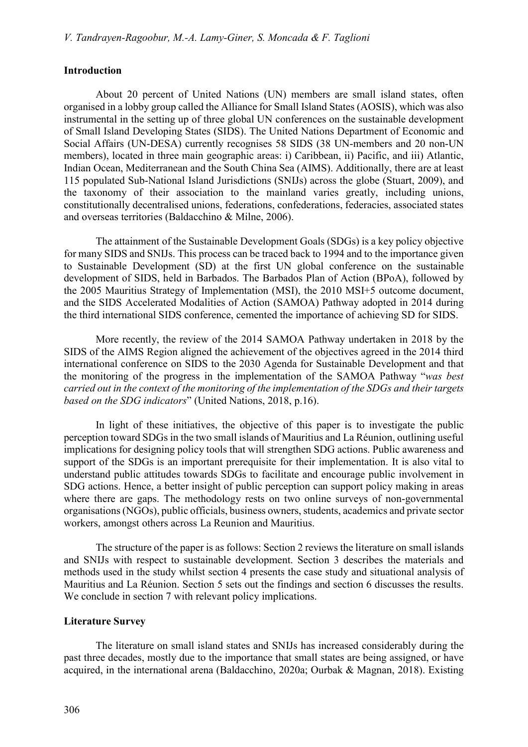## Introduction

About 20 percent of United Nations (UN) members are small island states, often organised in a lobby group called the Alliance for Small Island States (AOSIS), which was also instrumental in the setting up of three global UN conferences on the sustainable development of Small Island Developing States (SIDS). The United Nations Department of Economic and Social Affairs (UN-DESA) currently recognises 58 SIDS (38 UN-members and 20 non-UN members), located in three main geographic areas: i) Caribbean, ii) Pacific, and iii) Atlantic, Indian Ocean, Mediterranean and the South China Sea (AIMS). Additionally, there are at least 115 populated Sub-National Island Jurisdictions (SNIJs) across the globe (Stuart, 2009), and the taxonomy of their association to the mainland varies greatly, including unions, constitutionally decentralised unions, federations, confederations, federacies, associated states and overseas territories (Baldacchino & Milne, 2006).

The attainment of the Sustainable Development Goals (SDGs) is a key policy objective for many SIDS and SNIJs. This process can be traced back to 1994 and to the importance given to Sustainable Development (SD) at the first UN global conference on the sustainable development of SIDS, held in Barbados. The Barbados Plan of Action (BPoA), followed by the 2005 Mauritius Strategy of Implementation (MSI), the 2010 MSI+5 outcome document, and the SIDS Accelerated Modalities of Action (SAMOA) Pathway adopted in 2014 during the third international SIDS conference, cemented the importance of achieving SD for SIDS.

More recently, the review of the 2014 SAMOA Pathway undertaken in 2018 by the SIDS of the AIMS Region aligned the achievement of the objectives agreed in the 2014 third international conference on SIDS to the 2030 Agenda for Sustainable Development and that the monitoring of the progress in the implementation of the SAMOA Pathway "*was best carried out in the context of the monitoring of the implementation of the SDGs and their targets based on the SDG indicators*" (United Nations, 2018, p.16).

In light of these initiatives, the objective of this paper is to investigate the public perception toward SDGs in the two small islands of Mauritius and La Réunion, outlining useful implications for designing policy tools that will strengthen SDG actions. Public awareness and support of the SDGs is an important prerequisite for their implementation. It is also vital to understand public attitudes towards SDGs to facilitate and encourage public involvement in SDG actions. Hence, a better insight of public perception can support policy making in areas where there are gaps. The methodology rests on two online surveys of non-governmental organisations (NGOs), public officials, business owners, students, academics and private sector workers, amongst others across La Reunion and Mauritius.

The structure of the paper is as follows: Section 2 reviews the literature on small islands and SNIJs with respect to sustainable development. Section 3 describes the materials and methods used in the study whilst section 4 presents the case study and situational analysis of Mauritius and La Réunion. Section 5 sets out the findings and section 6 discusses the results. We conclude in section 7 with relevant policy implications.

## Literature Survey

The literature on small island states and SNIJs has increased considerably during the past three decades, mostly due to the importance that small states are being assigned, or have acquired, in the international arena (Baldacchino, 2020a; Ourbak & Magnan, 2018). Existing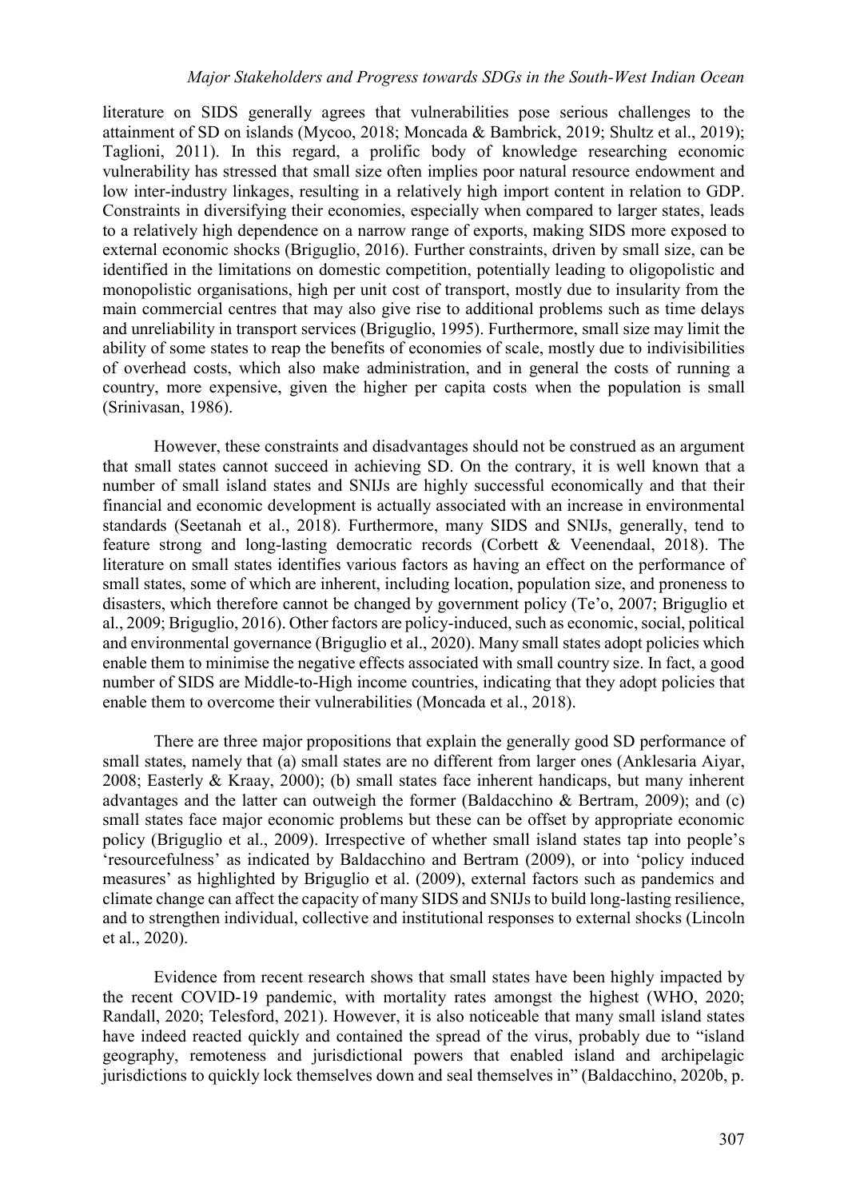literature on SIDS generally agrees that vulnerabilities pose serious challenges to the attainment of SD on islands (Mycoo, 2018; Moncada & Bambrick, 2019; Shultz et al., 2019); Taglioni, 2011). In this regard, a prolific body of knowledge researching economic vulnerability has stressed that small size often implies poor natural resource endowment and low inter-industry linkages, resulting in a relatively high import content in relation to GDP. Constraints in diversifying their economies, especially when compared to larger states, leads to a relatively high dependence on a narrow range of exports, making SIDS more exposed to external economic shocks (Briguglio, 2016). Further constraints, driven by small size, can be identified in the limitations on domestic competition, potentially leading to oligopolistic and monopolistic organisations, high per unit cost of transport, mostly due to insularity from the main commercial centres that may also give rise to additional problems such as time delays and unreliability in transport services (Briguglio, 1995). Furthermore, small size may limit the ability of some states to reap the benefits of economies of scale, mostly due to indivisibilities of overhead costs, which also make administration, and in general the costs of running a country, more expensive, given the higher per capita costs when the population is small (Srinivasan, 1986).

However, these constraints and disadvantages should not be construed as an argument that small states cannot succeed in achieving SD. On the contrary, it is well known that a number of small island states and SNIJs are highly successful economically and that their financial and economic development is actually associated with an increase in environmental standards (Seetanah et al., 2018). Furthermore, many SIDS and SNIJs, generally, tend to feature strong and long-lasting democratic records (Corbett & Veenendaal, 2018). The literature on small states identifies various factors as having an effect on the performance of small states, some of which are inherent, including location, population size, and proneness to disasters, which therefore cannot be changed by government policy (Te'o, 2007; Briguglio et al., 2009; Briguglio, 2016). Other factors are policy-induced, such as economic, social, political and environmental governance (Briguglio et al., 2020). Many small states adopt policies which enable them to minimise the negative effects associated with small country size. In fact, a good number of SIDS are Middle-to-High income countries, indicating that they adopt policies that enable them to overcome their vulnerabilities (Moncada et al., 2018).

There are three major propositions that explain the generally good SD performance of small states, namely that (a) small states are no different from larger ones (Anklesaria Aiyar, 2008; Easterly & Kraay, 2000); (b) small states face inherent handicaps, but many inherent advantages and the latter can outweigh the former (Baldacchino & Bertram, 2009); and (c) small states face major economic problems but these can be offset by appropriate economic policy (Briguglio et al., 2009). Irrespective of whether small island states tap into people's 'resourcefulness' as indicated by Baldacchino and Bertram (2009), or into 'policy induced measures' as highlighted by Briguglio et al. (2009), external factors such as pandemics and climate change can affect the capacity of many SIDS and SNIJs to build long-lasting resilience, and to strengthen individual, collective and institutional responses to external shocks (Lincoln et al., 2020).

Evidence from recent research shows that small states have been highly impacted by the recent COVID-19 pandemic, with mortality rates amongst the highest (WHO, 2020; Randall, 2020; Telesford, 2021). However, it is also noticeable that many small island states have indeed reacted quickly and contained the spread of the virus, probably due to "island geography, remoteness and jurisdictional powers that enabled island and archipelagic jurisdictions to quickly lock themselves down and seal themselves in" (Baldacchino, 2020b, p.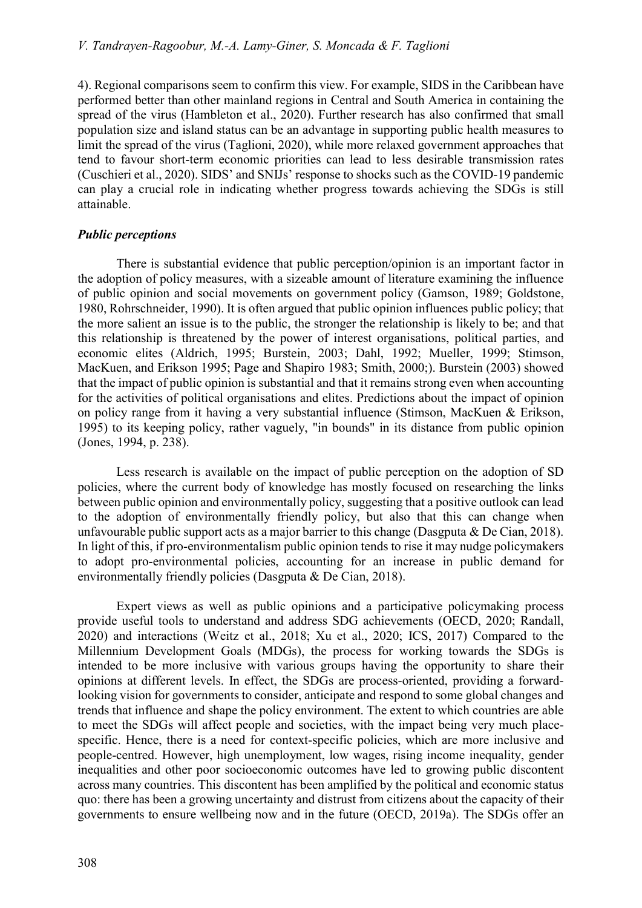4). Regional comparisons seem to confirm this view. For example, SIDS in the Caribbean have performed better than other mainland regions in Central and South America in containing the spread of the virus (Hambleton et al., 2020). Further research has also confirmed that small population size and island status can be an advantage in supporting public health measures to limit the spread of the virus (Taglioni, 2020), while more relaxed government approaches that tend to favour short-term economic priorities can lead to less desirable transmission rates (Cuschieri et al., 2020). SIDS' and SNIJs' response to shocks such as the COVID-19 pandemic can play a crucial role in indicating whether progress towards achieving the SDGs is still attainable.

### *Public perceptions*

There is substantial evidence that public perception/opinion is an important factor in the adoption of policy measures, with a sizeable amount of literature examining the influence of public opinion and social movements on government policy (Gamson, 1989; Goldstone, 1980, Rohrschneider, 1990). It is often argued that public opinion influences public policy; that the more salient an issue is to the public, the stronger the relationship is likely to be; and that this relationship is threatened by the power of interest organisations, political parties, and economic elites (Aldrich, 1995; Burstein, 2003; Dahl, 1992; Mueller, 1999; Stimson, MacKuen, and Erikson 1995; Page and Shapiro 1983; Smith, 2000;). Burstein (2003) showed that the impact of public opinion is substantial and that it remains strong even when accounting for the activities of political organisations and elites. Predictions about the impact of opinion on policy range from it having a very substantial influence (Stimson, MacKuen & Erikson, 1995) to its keeping policy, rather vaguely, "in bounds" in its distance from public opinion (Jones, 1994, p. 238).

Less research is available on the impact of public perception on the adoption of SD policies, where the current body of knowledge has mostly focused on researching the links between public opinion and environmentally policy, suggesting that a positive outlook can lead to the adoption of environmentally friendly policy, but also that this can change when unfavourable public support acts as a major barrier to this change (Dasgputa & De Cian, 2018). In light of this, if pro-environmentalism public opinion tends to rise it may nudge policymakers to adopt pro-environmental policies, accounting for an increase in public demand for environmentally friendly policies (Dasgputa & De Cian, 2018).

Expert views as well as public opinions and a participative policymaking process provide useful tools to understand and address SDG achievements (OECD, 2020; Randall, 2020) and interactions (Weitz et al., 2018; Xu et al., 2020; ICS, 2017) Compared to the Millennium Development Goals (MDGs), the process for working towards the SDGs is intended to be more inclusive with various groups having the opportunity to share their opinions at different levels. In effect, the SDGs are process-oriented, providing a forward-looking vision for governments to consider, anticipate and respond to some global changes and trends that influence and shape the policy environment. The extent to which countries are able to meet the SDGs will affect people and societies, with the impact being very much place-specific. Hence, there is a need for context-specific policies, which are more inclusive and people-centred. However, high unemployment, low wages, rising income inequality, gender inequalities and other poor socioeconomic outcomes have led to growing public discontent across many countries. This discontent has been amplified by the political and economic status quo: there has been a growing uncertainty and distrust from citizens about the capacity of their governments to ensure wellbeing now and in the future (OECD, 2019a). The SDGs offer an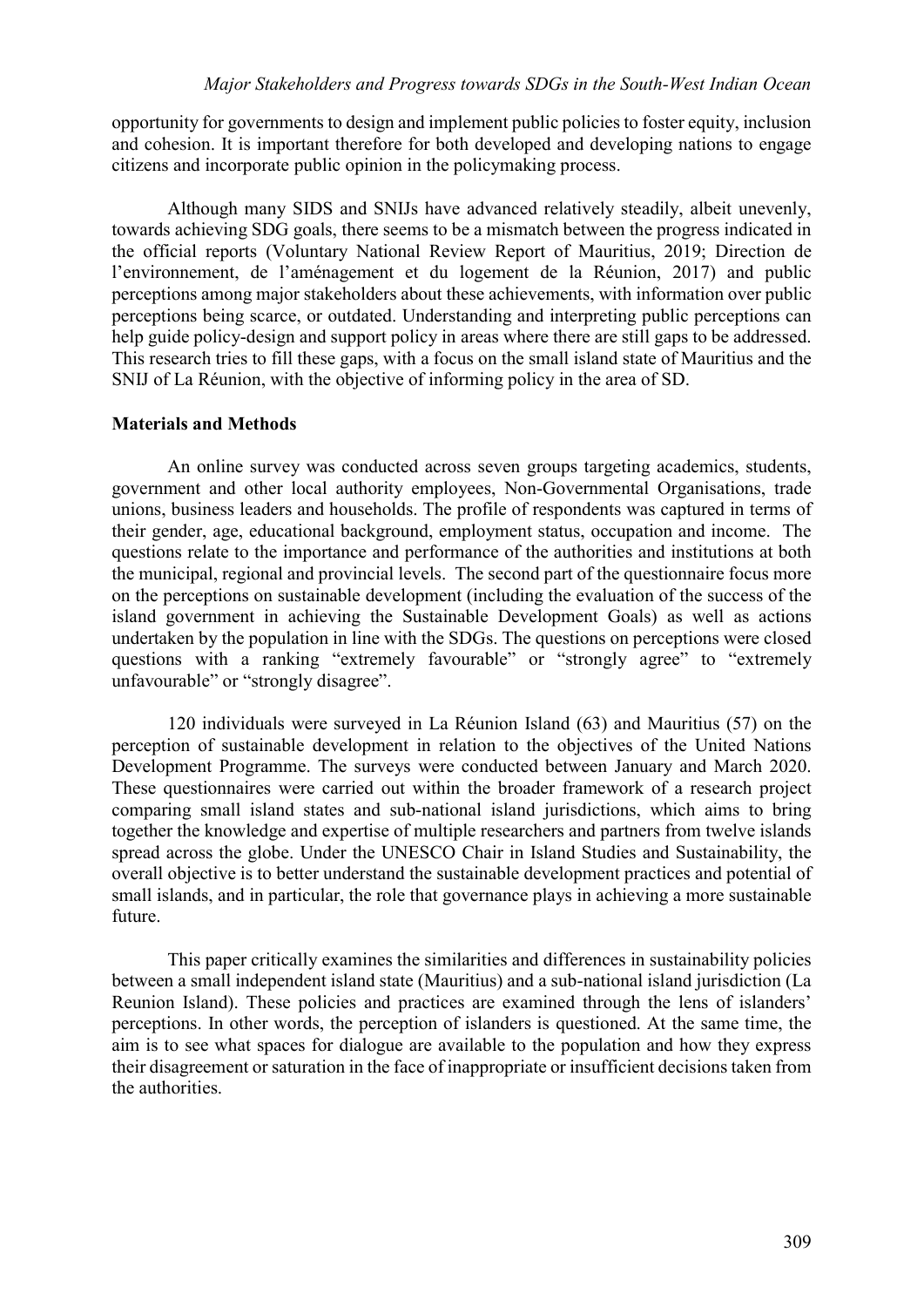opportunity for governments to design and implement public policies to foster equity, inclusion and cohesion. It is important therefore for both developed and developing nations to engage citizens and incorporate public opinion in the policymaking process.

Although many SIDS and SNIJs have advanced relatively steadily, albeit unevenly, towards achieving SDG goals, there seems to be a mismatch between the progress indicated in the official reports (Voluntary National Review Report of Mauritius, 2019; Direction de l'environnement, de l'aménagement et du logement de la Réunion, 2017) and public perceptions among major stakeholders about these achievements, with information over public perceptions being scarce, or outdated. Understanding and interpreting public perceptions can help guide policy-design and support policy in areas where there are still gaps to be addressed. This research tries to fill these gaps, with a focus on the small island state of Mauritius and the SNIJ of La Réunion, with the objective of informing policy in the area of SD.

## Materials and Methods

An online survey was conducted across seven groups targeting academics, students, government and other local authority employees, Non-Governmental Organisations, trade unions, business leaders and households. The profile of respondents was captured in terms of their gender, age, educational background, employment status, occupation and income. The questions relate to the importance and performance of the authorities and institutions at both the municipal, regional and provincial levels. The second part of the questionnaire focus more on the perceptions on sustainable development (including the evaluation of the success of the island government in achieving the Sustainable Development Goals) as well as actions undertaken by the population in line with the SDGs. The questions on perceptions were closed questions with a ranking "extremely favourable" or "strongly agree" to "extremely unfavourable" or "strongly disagree".

120 individuals were surveyed in La Réunion Island (63) and Mauritius (57) on the perception of sustainable development in relation to the objectives of the United Nations Development Programme. The surveys were conducted between January and March 2020. These questionnaires were carried out within the broader framework of a research project comparing small island states and sub-national island jurisdictions, which aims to bring together the knowledge and expertise of multiple researchers and partners from twelve islands spread across the globe. Under the UNESCO Chair in Island Studies and Sustainability, the overall objective is to better understand the sustainable development practices and potential of small islands, and in particular, the role that governance plays in achieving a more sustainable future.

This paper critically examines the similarities and differences in sustainability policies between a small independent island state (Mauritius) and a sub-national island jurisdiction (La Reunion Island). These policies and practices are examined through the lens of islanders' perceptions. In other words, the perception of islanders is questioned. At the same time, the aim is to see what spaces for dialogue are available to the population and how they express their disagreement or saturation in the face of inappropriate or insufficient decisions taken from the authorities.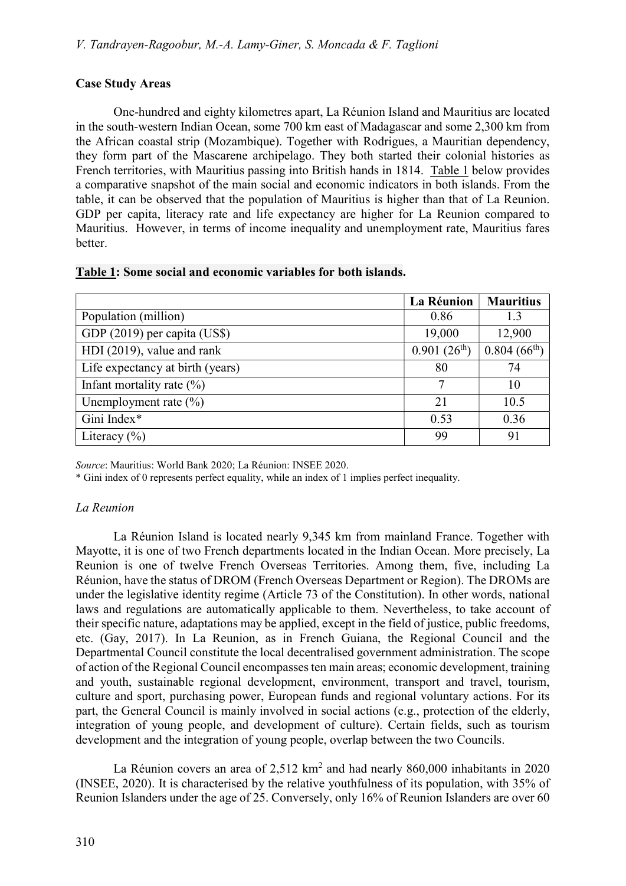**Case Study Areas**

One-hundred and eighty kilometres apart, La Réunion Island and Mauritius are located in the south-western Indian Ocean, some 700 km east of Madagascar and some 2,300 km from the African coastal strip (Mozambique). Together with Rodrigues, a Mauritian dependency, they form part of the Mascarene archipelago. They both started their colonial histories as French territories, with Mauritius passing into British hands in 1814. Table 1 below provides a comparative snapshot of the main social and economic indicators in both islands. From the table, it can be observed that the population of Mauritius is higher than that of La Reunion. GDP per capita, literacy rate and life expectancy are higher for La Reunion compared to Mauritius. However, in terms of income inequality and unemployment rate, Mauritius fares better.

**Table 1: Some social and economic variables for both islands.**

| | La Réunion | Mauritius |
|---|---|---|
| Population (million) | 0.86 | 1.3 |
| GDP (2019) per capita (US$) | 19,000 | 12,900 |
| HDI (2019), value and rank | 0.901 (26th) | 0.804 (66th) |
| Life expectancy at birth (years) | 80 | 74 |
| Infant mortality rate (%) | 7 | 10 |
| Unemployment rate (%) | 21 | 10.5 |
| Gini Index* | 0.53 | 0.36 |
| Literacy (%) | 99 | 91 |

*Source*: Mauritius: World Bank 2020; La Réunion: INSEE 2020.

\* Gini index of 0 represents perfect equality, while an index of 1 implies perfect inequality.

*La Reunion*

La Réunion Island is located nearly 9,345 km from mainland France. Together with Mayotte, it is one of two French departments located in the Indian Ocean. More precisely, La Reunion is one of twelve French Overseas Territories. Among them, five, including La Réunion, have the status of DROM (French Overseas Department or Region). The DROMs are under the legislative identity regime (Article 73 of the Constitution). In other words, national laws and regulations are automatically applicable to them. Nevertheless, to take account of their specific nature, adaptations may be applied, except in the field of justice, public freedoms, etc. (Gay, 2017). In La Reunion, as in French Guiana, the Regional Council and the Departmental Council constitute the local decentralised government administration. The scope of action of the Regional Council encompasses ten main areas; economic development, training and youth, sustainable regional development, environment, transport and travel, tourism, culture and sport, purchasing power, European funds and regional voluntary actions. For its part, the General Council is mainly involved in social actions (e.g., protection of the elderly, integration of young people, and development of culture). Certain fields, such as tourism development and the integration of young people, overlap between the two Councils.

La Réunion covers an area of 2,512 km$^2$ and had nearly 860,000 inhabitants in 2020 (INSEE, 2020). It is characterised by the relative youthfulness of its population, with 35% of Reunion Islanders under the age of 25. Conversely, only 16% of Reunion Islanders are over 60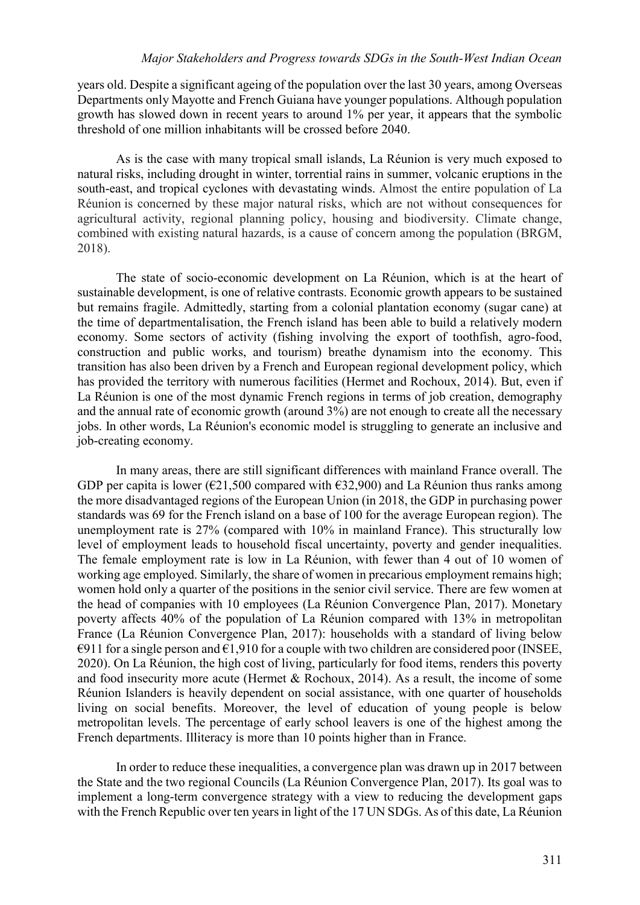years old. Despite a significant ageing of the population over the last 30 years, among Overseas Departments only Mayotte and French Guiana have younger populations. Although population growth has slowed down in recent years to around 1% per year, it appears that the symbolic threshold of one million inhabitants will be crossed before 2040.

As is the case with many tropical small islands, La Réunion is very much exposed to natural risks, including drought in winter, torrential rains in summer, volcanic eruptions in the south-east, and tropical cyclones with devastating winds. Almost the entire population of La Réunion is concerned by these major natural risks, which are not without consequences for agricultural activity, regional planning policy, housing and biodiversity. Climate change, combined with existing natural hazards, is a cause of concern among the population (BRGM, 2018).

The state of socio-economic development on La Réunion, which is at the heart of sustainable development, is one of relative contrasts. Economic growth appears to be sustained but remains fragile. Admittedly, starting from a colonial plantation economy (sugar cane) at the time of departmentalisation, the French island has been able to build a relatively modern economy. Some sectors of activity (fishing involving the export of toothfish, agro-food, construction and public works, and tourism) breathe dynamism into the economy. This transition has also been driven by a French and European regional development policy, which has provided the territory with numerous facilities (Hermet and Rochoux, 2014). But, even if La Réunion is one of the most dynamic French regions in terms of job creation, demography and the annual rate of economic growth (around 3%) are not enough to create all the necessary jobs. In other words, La Réunion's economic model is struggling to generate an inclusive and job-creating economy.

In many areas, there are still significant differences with mainland France overall. The GDP per capita is lower (€21,500 compared with €32,900) and La Réunion thus ranks among the more disadvantaged regions of the European Union (in 2018, the GDP in purchasing power standards was 69 for the French island on a base of 100 for the average European region). The unemployment rate is 27% (compared with 10% in mainland France). This structurally low level of employment leads to household fiscal uncertainty, poverty and gender inequalities. The female employment rate is low in La Réunion, with fewer than 4 out of 10 women of working age employed. Similarly, the share of women in precarious employment remains high; women hold only a quarter of the positions in the senior civil service. There are few women at the head of companies with 10 employees (La Réunion Convergence Plan, 2017). Monetary poverty affects 40% of the population of La Réunion compared with 13% in metropolitan France (La Réunion Convergence Plan, 2017): households with a standard of living below €911 for a single person and €1,910 for a couple with two children are considered poor (INSEE, 2020). On La Réunion, the high cost of living, particularly for food items, renders this poverty and food insecurity more acute (Hermet & Rochoux, 2014). As a result, the income of some Réunion Islanders is heavily dependent on social assistance, with one quarter of households living on social benefits. Moreover, the level of education of young people is below metropolitan levels. The percentage of early school leavers is one of the highest among the French departments. Illiteracy is more than 10 points higher than in France.

In order to reduce these inequalities, a convergence plan was drawn up in 2017 between the State and the two regional Councils (La Réunion Convergence Plan, 2017). Its goal was to implement a long-term convergence strategy with a view to reducing the development gaps with the French Republic over ten years in light of the 17 UN SDGs. As of this date, La Réunion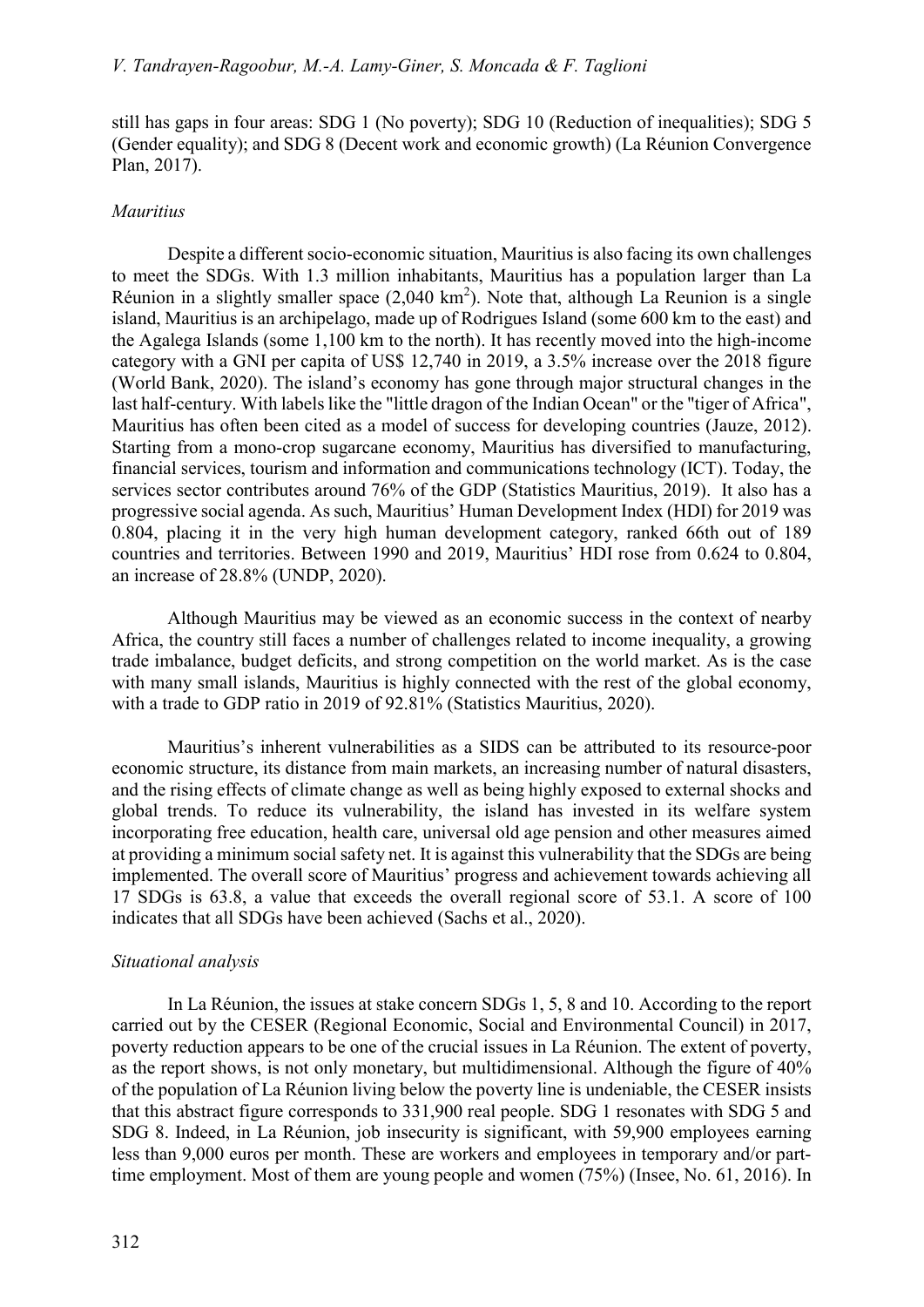still has gaps in four areas: SDG 1 (No poverty); SDG 10 (Reduction of inequalities); SDG 5 (Gender equality); and SDG 8 (Decent work and economic growth) (La Réunion Convergence Plan, 2017).

### *Mauritius*

Despite a different socio-economic situation, Mauritius is also facing its own challenges to meet the SDGs. With 1.3 million inhabitants, Mauritius has a population larger than La Réunion in a slightly smaller space (2,040 km$^2$). Note that, although La Reunion is a single island, Mauritius is an archipelago, made up of Rodrigues Island (some 600 km to the east) and the Agalega Islands (some 1,100 km to the north). It has recently moved into the high-income category with a GNI per capita of US$ 12,740 in 2019, a 3.5% increase over the 2018 figure (World Bank, 2020). The island's economy has gone through major structural changes in the last half-century. With labels like the "little dragon of the Indian Ocean" or the "tiger of Africa", Mauritius has often been cited as a model of success for developing countries (Jauze, 2012). Starting from a mono-crop sugarcane economy, Mauritius has diversified to manufacturing, financial services, tourism and information and communications technology (ICT). Today, the services sector contributes around 76% of the GDP (Statistics Mauritius, 2019). It also has a progressive social agenda. As such, Mauritius' Human Development Index (HDI) for 2019 was 0.804, placing it in the very high human development category, ranked 66th out of 189 countries and territories. Between 1990 and 2019, Mauritius' HDI rose from 0.624 to 0.804, an increase of 28.8% (UNDP, 2020).

Although Mauritius may be viewed as an economic success in the context of nearby Africa, the country still faces a number of challenges related to income inequality, a growing trade imbalance, budget deficits, and strong competition on the world market. As is the case with many small islands, Mauritius is highly connected with the rest of the global economy, with a trade to GDP ratio in 2019 of 92.81% (Statistics Mauritius, 2020).

Mauritius's inherent vulnerabilities as a SIDS can be attributed to its resource-poor economic structure, its distance from main markets, an increasing number of natural disasters, and the rising effects of climate change as well as being highly exposed to external shocks and global trends. To reduce its vulnerability, the island has invested in its welfare system incorporating free education, health care, universal old age pension and other measures aimed at providing a minimum social safety net. It is against this vulnerability that the SDGs are being implemented. The overall score of Mauritius' progress and achievement towards achieving all 17 SDGs is 63.8, a value that exceeds the overall regional score of 53.1. A score of 100 indicates that all SDGs have been achieved (Sachs et al., 2020).

### *Situational analysis*

In La Réunion, the issues at stake concern SDGs 1, 5, 8 and 10. According to the report carried out by the CESER (Regional Economic, Social and Environmental Council) in 2017, poverty reduction appears to be one of the crucial issues in La Réunion. The extent of poverty, as the report shows, is not only monetary, but multidimensional. Although the figure of 40% of the population of La Réunion living below the poverty line is undeniable, the CESER insists that this abstract figure corresponds to 331,900 real people. SDG 1 resonates with SDG 5 and SDG 8. Indeed, in La Réunion, job insecurity is significant, with 59,900 employees earning less than 9,000 euros per month. These are workers and employees in temporary and/or part-time employment. Most of them are young people and women (75%) (Insee, No. 61, 2016). In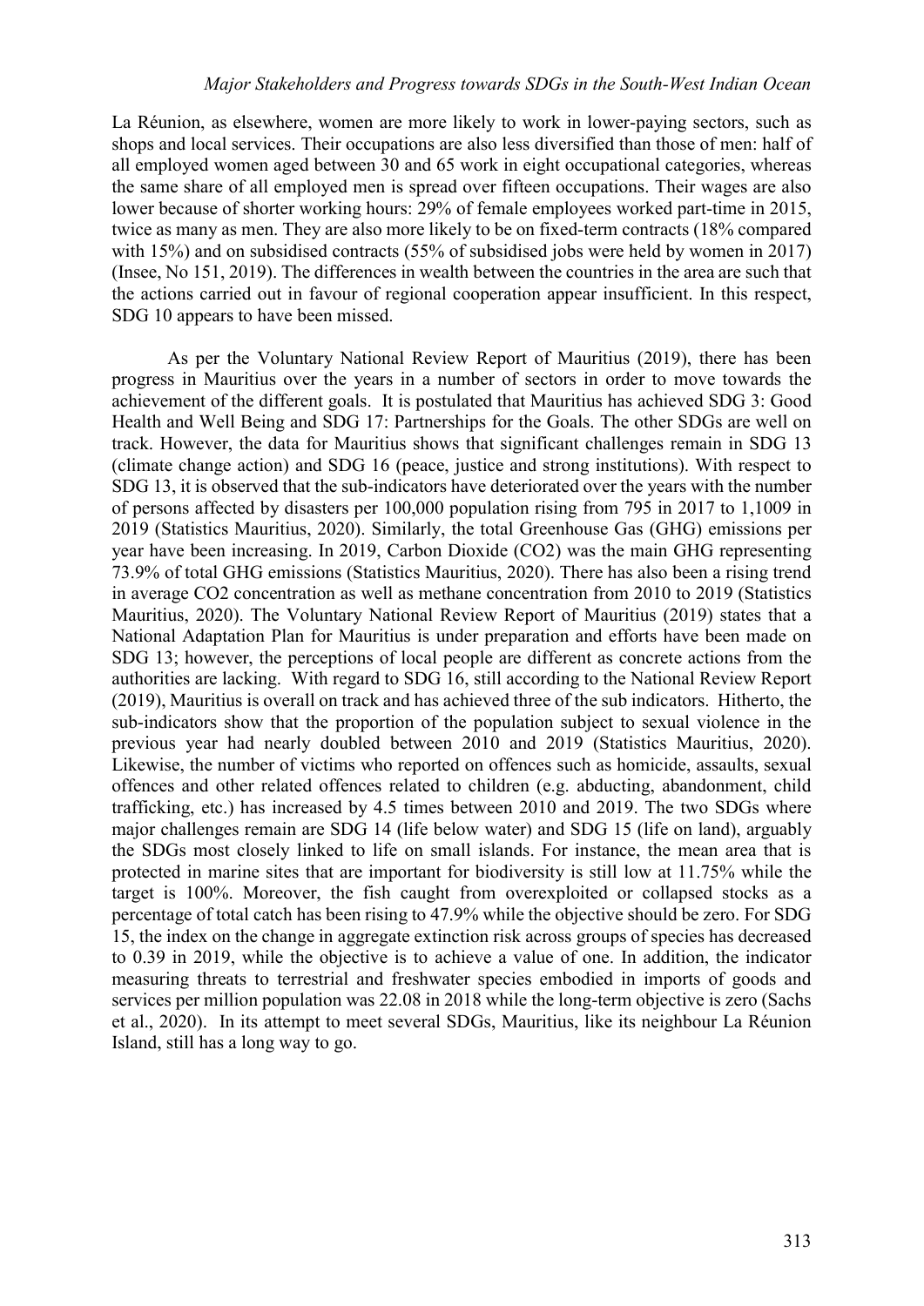La Réunion, as elsewhere, women are more likely to work in lower-paying sectors, such as shops and local services. Their occupations are also less diversified than those of men: half of all employed women aged between 30 and 65 work in eight occupational categories, whereas the same share of all employed men is spread over fifteen occupations. Their wages are also lower because of shorter working hours: 29% of female employees worked part-time in 2015, twice as many as men. They are also more likely to be on fixed-term contracts (18% compared with 15%) and on subsidised contracts (55% of subsidised jobs were held by women in 2017) (Insee, No 151, 2019). The differences in wealth between the countries in the area are such that the actions carried out in favour of regional cooperation appear insufficient. In this respect, SDG 10 appears to have been missed.

As per the Voluntary National Review Report of Mauritius (2019), there has been progress in Mauritius over the years in a number of sectors in order to move towards the achievement of the different goals. It is postulated that Mauritius has achieved SDG 3: Good Health and Well Being and SDG 17: Partnerships for the Goals. The other SDGs are well on track. However, the data for Mauritius shows that significant challenges remain in SDG 13 (climate change action) and SDG 16 (peace, justice and strong institutions). With respect to SDG 13, it is observed that the sub-indicators have deteriorated over the years with the number of persons affected by disasters per 100,000 population rising from 795 in 2017 to 1,1009 in 2019 (Statistics Mauritius, 2020). Similarly, the total Greenhouse Gas (GHG) emissions per year have been increasing. In 2019, Carbon Dioxide ($CO_2$) was the main GHG representing 73.9% of total GHG emissions (Statistics Mauritius, 2020). There has also been a rising trend in average $CO_2$ concentration as well as methane concentration from 2010 to 2019 (Statistics Mauritius, 2020). The Voluntary National Review Report of Mauritius (2019) states that a National Adaptation Plan for Mauritius is under preparation and efforts have been made on SDG 13; however, the perceptions of local people are different as concrete actions from the authorities are lacking. With regard to SDG 16, still according to the National Review Report (2019), Mauritius is overall on track and has achieved three of the sub indicators. Hitherto, the sub-indicators show that the proportion of the population subject to sexual violence in the previous year had nearly doubled between 2010 and 2019 (Statistics Mauritius, 2020). Likewise, the number of victims who reported on offences such as homicide, assaults, sexual offences and other related offences related to children (e.g. abducting, abandonment, child trafficking, etc.) has increased by 4.5 times between 2010 and 2019. The two SDGs where major challenges remain are SDG 14 (life below water) and SDG 15 (life on land), arguably the SDGs most closely linked to life on small islands. For instance, the mean area that is protected in marine sites that are important for biodiversity is still low at 11.75% while the target is 100%. Moreover, the fish caught from overexploited or collapsed stocks as a percentage of total catch has been rising to 47.9% while the objective should be zero. For SDG 15, the index on the change in aggregate extinction risk across groups of species has decreased to 0.39 in 2019, while the objective is to achieve a value of one. In addition, the indicator measuring threats to terrestrial and freshwater species embodied in imports of goods and services per million population was 22.08 in 2018 while the long-term objective is zero (Sachs et al., 2020). In its attempt to meet several SDGs, Mauritius, like its neighbour La Réunion Island, still has a long way to go.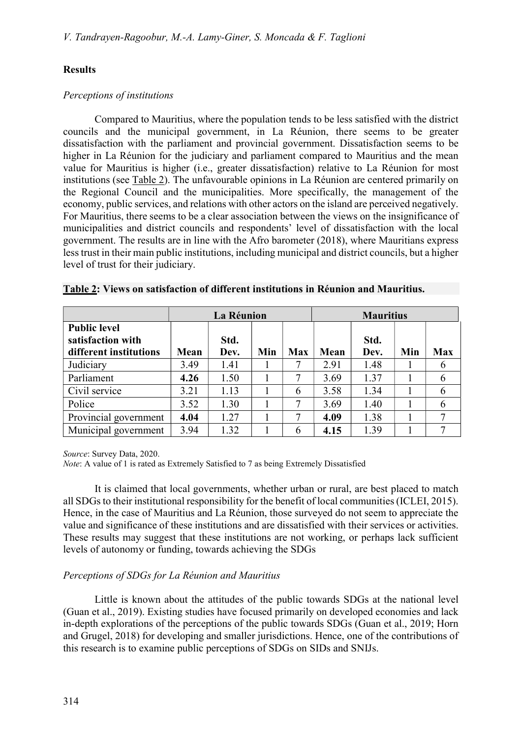## Results

*Perceptions of institutions*

Compared to Mauritius, where the population tends to be less satisfied with the district councils and the municipal government, in La Réunion, there seems to be greater dissatisfaction with the parliament and provincial government. Dissatisfaction seems to be higher in La Réunion for the judiciary and parliament compared to Mauritius and the mean value for Mauritius is higher (i.e., greater dissatisfaction) relative to La Réunion for most institutions (see Table 2). The unfavourable opinions in La Réunion are centered primarily on the Regional Council and the municipalities. More specifically, the management of the economy, public services, and relations with other actors on the island are perceived negatively. For Mauritius, there seems to be a clear association between the views on the insignificance of municipalities and district councils and respondents' level of dissatisfaction with the local government. The results are in line with the Afro barometer (2018), where Mauritians express less trust in their main public institutions, including municipal and district councils, but a higher level of trust for their judiciary.

**Table 2: Views on satisfaction of different institutions in Réunion and Mauritius.**

| | La Réunion | | | | Mauritius | | | |
|---|---|---|---|---|---|---|---|---|
| **Public level satisfaction with different institutions** | **Mean** | **Std. Dev.** | **Min** | **Max** | **Mean** | **Std. Dev.** | **Min** | **Max** |
| Judiciary | 3.49 | 1.41 | 1 | 7 | 2.91 | 1.48 | 1 | 6 |
| Parliament | **4.26** | 1.50 | 1 | 7 | 3.69 | 1.37 | 1 | 6 |
| Civil service | 3.21 | 1.13 | 1 | 6 | 3.58 | 1.34 | 1 | 6 |
| Police | 3.52 | 1.30 | 1 | 7 | 3.69 | 1.40 | 1 | 6 |
| Provincial government | **4.04** | 1.27 | 1 | 7 | **4.09** | 1.38 | 1 | 7 |
| Municipal government | 3.94 | 1.32 | 1 | 6 | **4.15** | 1.39 | 1 | 7 |

*Source*: Survey Data, 2020.
*Note*: A value of 1 is rated as Extremely Satisfied to 7 as being Extremely Dissatisfied

It is claimed that local governments, whether urban or rural, are best placed to match all SDGs to their institutional responsibility for the benefit of local communities (ICLEI, 2015). Hence, in the case of Mauritius and La Réunion, those surveyed do not seem to appreciate the value and significance of these institutions and are dissatisfied with their services or activities. These results may suggest that these institutions are not working, or perhaps lack sufficient levels of autonomy or funding, towards achieving the SDGs

*Perceptions of SDGs for La Réunion and Mauritius*

Little is known about the attitudes of the public towards SDGs at the national level (Guan et al., 2019). Existing studies have focused primarily on developed economies and lack in-depth explorations of the perceptions of the public towards SDGs (Guan et al., 2019; Horn and Grugel, 2018) for developing and smaller jurisdictions. Hence, one of the contributions of this research is to examine public perceptions of SDGs on SIDs and SNIJs.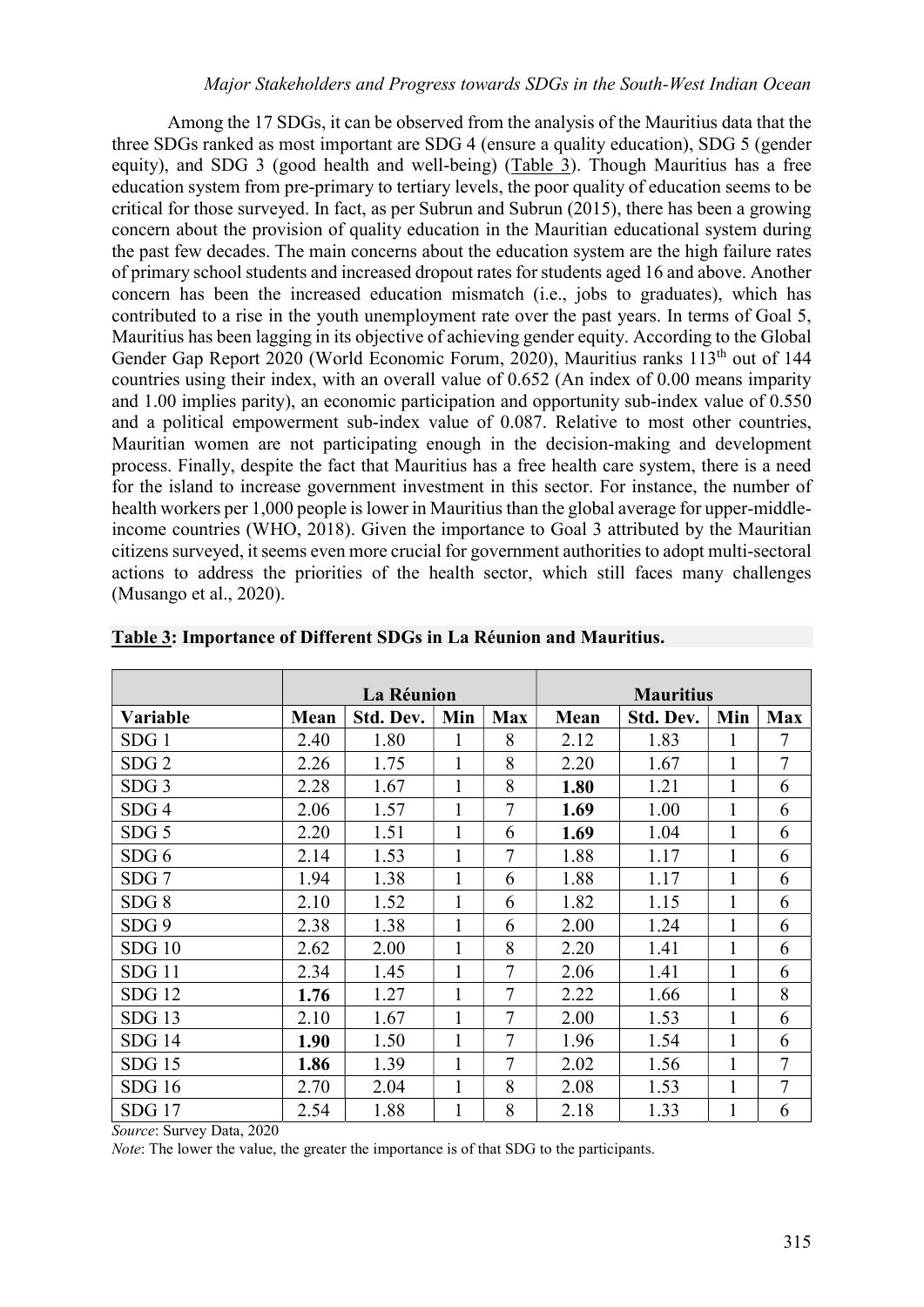Among the 17 SDGs, it can be observed from the analysis of the Mauritius data that the three SDGs ranked as most important are SDG 4 (ensure a quality education), SDG 5 (gender equity), and SDG 3 (good health and well-being) (Table 3). Though Mauritius has a free education system from pre-primary to tertiary levels, the poor quality of education seems to be critical for those surveyed. In fact, as per Subrun and Subrun (2015), there has been a growing concern about the provision of quality education in the Mauritian educational system during the past few decades. The main concerns about the education system are the high failure rates of primary school students and increased dropout rates for students aged 16 and above. Another concern has been the increased education mismatch (i.e., jobs to graduates), which has contributed to a rise in the youth unemployment rate over the past years. In terms of Goal 5, Mauritius has been lagging in its objective of achieving gender equity. According to the Global Gender Gap Report 2020 (World Economic Forum, 2020), Mauritius ranks 113$^{th}$ out of 144 countries using their index, with an overall value of 0.652 (An index of 0.00 means imparity and 1.00 implies parity), an economic participation and opportunity sub-index value of 0.550 and a political empowerment sub-index value of 0.087. Relative to most other countries, Mauritian women are not participating enough in the decision-making and development process. Finally, despite the fact that Mauritius has a free health care system, there is a need for the island to increase government investment in this sector. For instance, the number of health workers per 1,000 people is lower in Mauritius than the global average for upper-middle-income countries (WHO, 2018). Given the importance to Goal 3 attributed by the Mauritian citizens surveyed, it seems even more crucial for government authorities to adopt multi-sectoral actions to address the priorities of the health sector, which still faces many challenges (Musango et al., 2020).

**Table 3: Importance of Different SDGs in La Réunion and Mauritius.**

| | La Réunion | | | | Mauritius | | | |
|---|---|---|---|---|---|---|---|---|
| **Variable** | **Mean** | **Std. Dev.** | **Min** | **Max** | **Mean** | **Std. Dev.** | **Min** | **Max** |
| SDG 1 | 2.40 | 1.80 | 1 | 8 | 2.12 | 1.83 | 1 | 7 |
| SDG 2 | 2.26 | 1.75 | 1 | 8 | 2.20 | 1.67 | 1 | 7 |
| SDG 3 | 2.28 | 1.67 | 1 | 8 | **1.80** | 1.21 | 1 | 6 |
| SDG 4 | 2.06 | 1.57 | 1 | 7 | **1.69** | 1.00 | 1 | 6 |
| SDG 5 | 2.20 | 1.51 | 1 | 6 | **1.69** | 1.04 | 1 | 6 |
| SDG 6 | 2.14 | 1.53 | 1 | 7 | 1.88 | 1.17 | 1 | 6 |
| SDG 7 | 1.94 | 1.38 | 1 | 6 | 1.88 | 1.17 | 1 | 6 |
| SDG 8 | 2.10 | 1.52 | 1 | 6 | 1.82 | 1.15 | 1 | 6 |
| SDG 9 | 2.38 | 1.38 | 1 | 6 | 2.00 | 1.24 | 1 | 6 |
| SDG 10 | 2.62 | 2.00 | 1 | 8 | 2.20 | 1.41 | 1 | 6 |
| SDG 11 | 2.34 | 1.45 | 1 | 7 | 2.06 | 1.41 | 1 | 6 |
| SDG 12 | **1.76** | 1.27 | 1 | 7 | 2.22 | 1.66 | 1 | 8 |
| SDG 13 | 2.10 | 1.67 | 1 | 7 | 2.00 | 1.53 | 1 | 6 |
| SDG 14 | **1.90** | 1.50 | 1 | 7 | 1.96 | 1.54 | 1 | 6 |
| SDG 15 | **1.86** | 1.39 | 1 | 7 | 2.02 | 1.56 | 1 | 7 |
| SDG 16 | 2.70 | 2.04 | 1 | 8 | 2.08 | 1.53 | 1 | 7 |
| SDG 17 | 2.54 | 1.88 | 1 | 8 | 2.18 | 1.33 | 1 | 6 |

*Source*: Survey Data, 2020

*Note*: The lower the value, the greater the importance is of that SDG to the participants.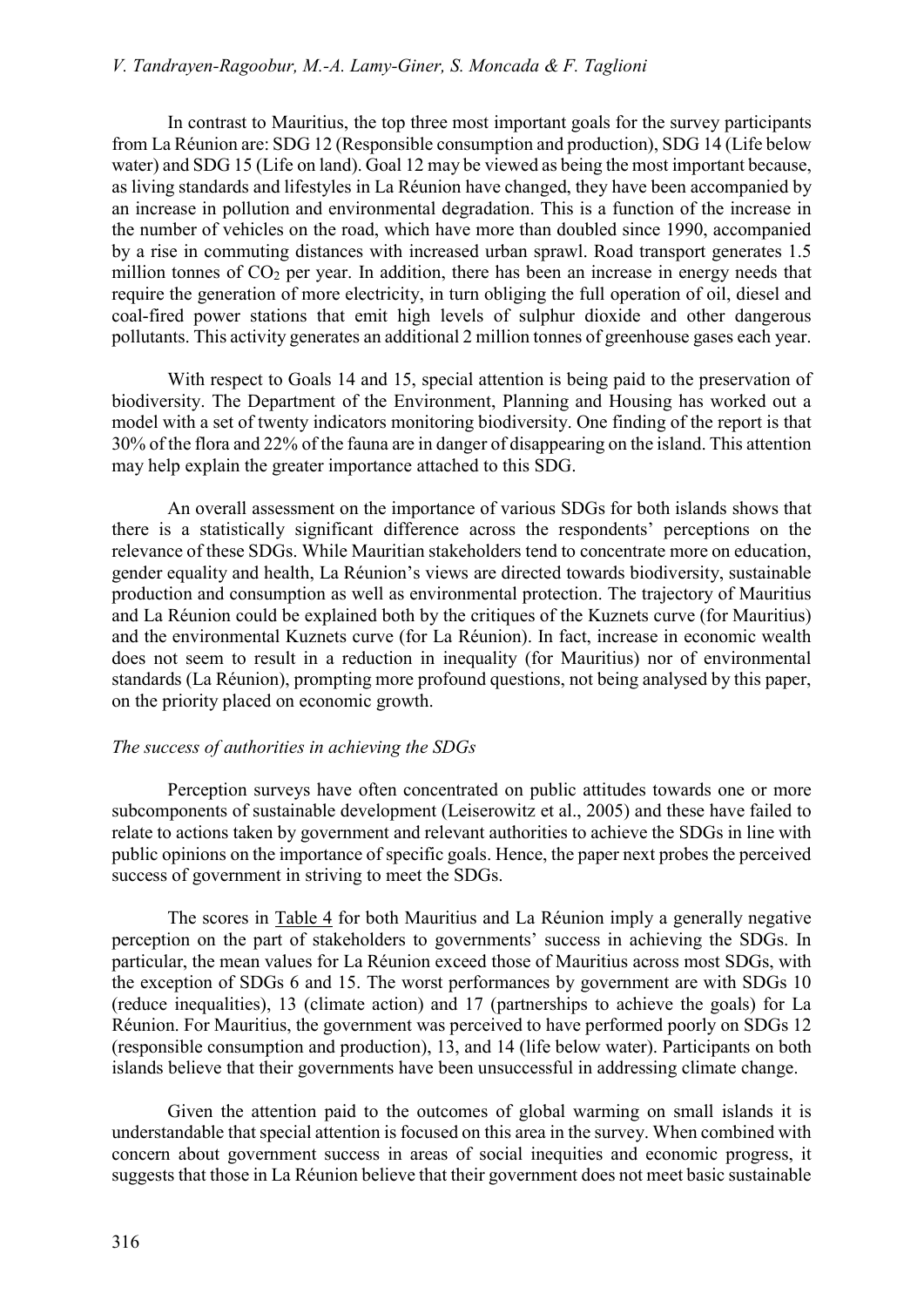In contrast to Mauritius, the top three most important goals for the survey participants from La Réunion are: SDG 12 (Responsible consumption and production), SDG 14 (Life below water) and SDG 15 (Life on land). Goal 12 may be viewed as being the most important because, as living standards and lifestyles in La Réunion have changed, they have been accompanied by an increase in pollution and environmental degradation. This is a function of the increase in the number of vehicles on the road, which have more than doubled since 1990, accompanied by a rise in commuting distances with increased urban sprawl. Road transport generates 1.5 million tonnes of $CO_2$ per year. In addition, there has been an increase in energy needs that require the generation of more electricity, in turn obliging the full operation of oil, diesel and coal-fired power stations that emit high levels of sulphur dioxide and other dangerous pollutants. This activity generates an additional 2 million tonnes of greenhouse gases each year.

With respect to Goals 14 and 15, special attention is being paid to the preservation of biodiversity. The Department of the Environment, Planning and Housing has worked out a model with a set of twenty indicators monitoring biodiversity. One finding of the report is that 30% of the flora and 22% of the fauna are in danger of disappearing on the island. This attention may help explain the greater importance attached to this SDG.

An overall assessment on the importance of various SDGs for both islands shows that there is a statistically significant difference across the respondents' perceptions on the relevance of these SDGs. While Mauritian stakeholders tend to concentrate more on education, gender equality and health, La Réunion's views are directed towards biodiversity, sustainable production and consumption as well as environmental protection. The trajectory of Mauritius and La Réunion could be explained both by the critiques of the Kuznets curve (for Mauritius) and the environmental Kuznets curve (for La Réunion). In fact, increase in economic wealth does not seem to result in a reduction in inequality (for Mauritius) nor of environmental standards (La Réunion), prompting more profound questions, not being analysed by this paper, on the priority placed on economic growth.

*The success of authorities in achieving the SDGs*

Perception surveys have often concentrated on public attitudes towards one or more subcomponents of sustainable development (Leiserowitz et al., 2005) and these have failed to relate to actions taken by government and relevant authorities to achieve the SDGs in line with public opinions on the importance of specific goals. Hence, the paper next probes the perceived success of government in striving to meet the SDGs.

The scores in Table 4 for both Mauritius and La Réunion imply a generally negative perception on the part of stakeholders to governments' success in achieving the SDGs. In particular, the mean values for La Réunion exceed those of Mauritius across most SDGs, with the exception of SDGs 6 and 15. The worst performances by government are with SDGs 10 (reduce inequalities), 13 (climate action) and 17 (partnerships to achieve the goals) for La Réunion. For Mauritius, the government was perceived to have performed poorly on SDGs 12 (responsible consumption and production), 13, and 14 (life below water). Participants on both islands believe that their governments have been unsuccessful in addressing climate change.

Given the attention paid to the outcomes of global warming on small islands it is understandable that special attention is focused on this area in the survey. When combined with concern about government success in areas of social inequities and economic progress, it suggests that those in La Réunion believe that their government does not meet basic sustainable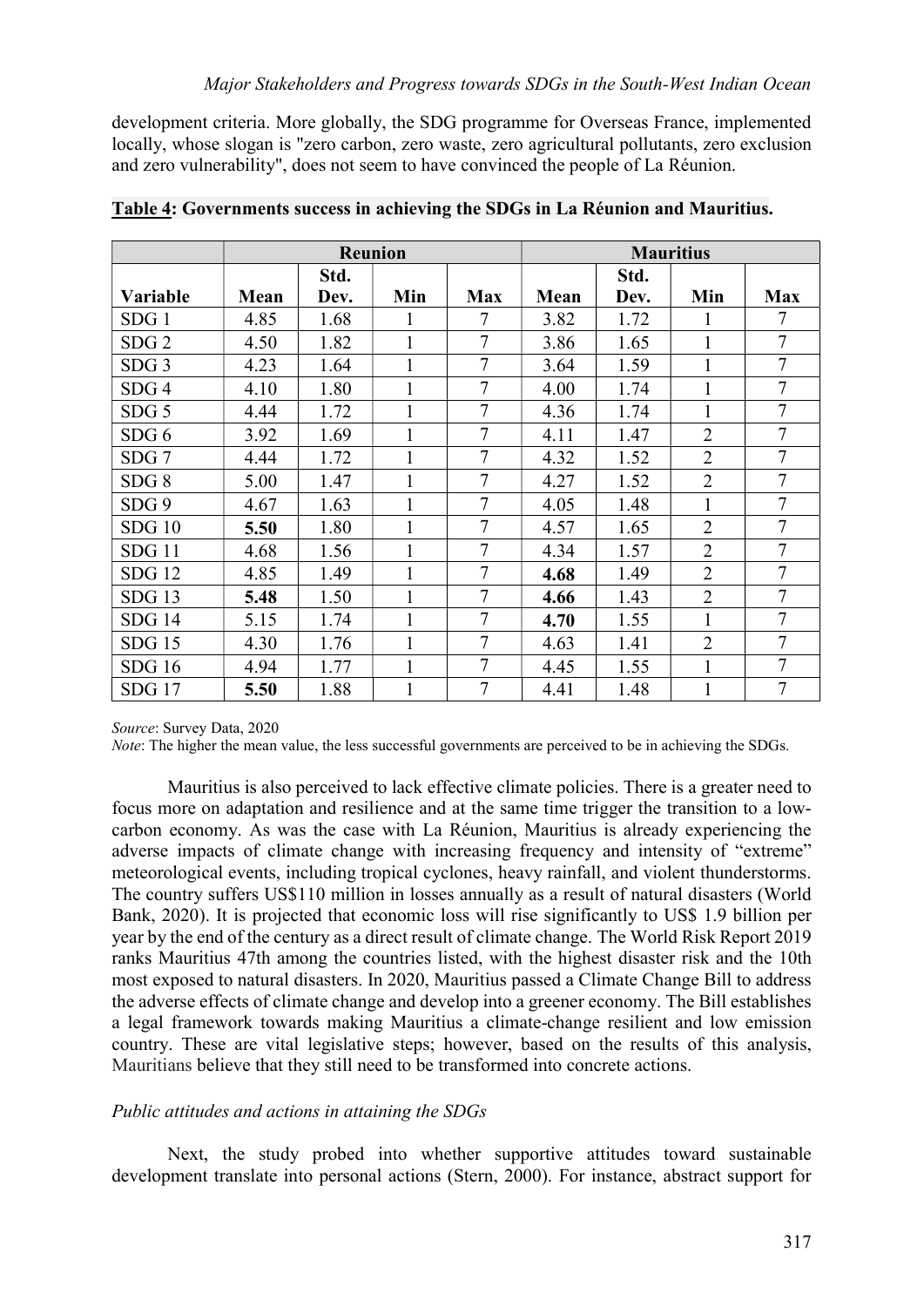development criteria. More globally, the SDG programme for Overseas France, implemented locally, whose slogan is "zero carbon, zero waste, zero agricultural pollutants, zero exclusion and zero vulnerability", does not seem to have convinced the people of La Réunion.

**Table 4: Governments success in achieving the SDGs in La Réunion and Mauritius.**

| | Reunion | | | | Mauritius | | | |
|---|---|---|---|---|---|---|---|---|
| **Variable** | **Mean** | **Std. Dev.** | **Min** | **Max** | **Mean** | **Std. Dev.** | **Min** | **Max** |
| SDG 1 | 4.85 | 1.68 | 1 | 7 | 3.82 | 1.72 | 1 | 7 |
| SDG 2 | 4.50 | 1.82 | 1 | 7 | 3.86 | 1.65 | 1 | 7 |
| SDG 3 | 4.23 | 1.64 | 1 | 7 | 3.64 | 1.59 | 1 | 7 |
| SDG 4 | 4.10 | 1.80 | 1 | 7 | 4.00 | 1.74 | 1 | 7 |
| SDG 5 | 4.44 | 1.72 | 1 | 7 | 4.36 | 1.74 | 1 | 7 |
| SDG 6 | 3.92 | 1.69 | 1 | 7 | 4.11 | 1.47 | 2 | 7 |
| SDG 7 | 4.44 | 1.72 | 1 | 7 | 4.32 | 1.52 | 2 | 7 |
| SDG 8 | 5.00 | 1.47 | 1 | 7 | 4.27 | 1.52 | 2 | 7 |
| SDG 9 | 4.67 | 1.63 | 1 | 7 | 4.05 | 1.48 | 1 | 7 |
| SDG 10 | **5.50** | 1.80 | 1 | 7 | 4.57 | 1.65 | 2 | 7 |
| SDG 11 | 4.68 | 1.56 | 1 | 7 | 4.34 | 1.57 | 2 | 7 |
| SDG 12 | 4.85 | 1.49 | 1 | 7 | **4.68** | 1.49 | 2 | 7 |
| SDG 13 | **5.48** | 1.50 | 1 | 7 | **4.66** | 1.43 | 2 | 7 |
| SDG 14 | 5.15 | 1.74 | 1 | 7 | **4.70** | 1.55 | 1 | 7 |
| SDG 15 | 4.30 | 1.76 | 1 | 7 | 4.63 | 1.41 | 2 | 7 |
| SDG 16 | 4.94 | 1.77 | 1 | 7 | 4.45 | 1.55 | 1 | 7 |
| SDG 17 | **5.50** | 1.88 | 1 | 7 | 4.41 | 1.48 | 1 | 7 |

*Source*: Survey Data, 2020

*Note*: The higher the mean value, the less successful governments are perceived to be in achieving the SDGs.

Mauritius is also perceived to lack effective climate policies. There is a greater need to focus more on adaptation and resilience and at the same time trigger the transition to a low-carbon economy. As was the case with La Réunion, Mauritius is already experiencing the adverse impacts of climate change with increasing frequency and intensity of "extreme" meteorological events, including tropical cyclones, heavy rainfall, and violent thunderstorms. The country suffers US$110 million in losses annually as a result of natural disasters (World Bank, 2020). It is projected that economic loss will rise significantly to US$ 1.9 billion per year by the end of the century as a direct result of climate change. The World Risk Report 2019 ranks Mauritius 47th among the countries listed, with the highest disaster risk and the 10th most exposed to natural disasters. In 2020, Mauritius passed a Climate Change Bill to address the adverse effects of climate change and develop into a greener economy. The Bill establishes a legal framework towards making Mauritius a climate-change resilient and low emission country. These are vital legislative steps; however, based on the results of this analysis, Mauritians believe that they still need to be transformed into concrete actions.

*Public attitudes and actions in attaining the SDGs*

Next, the study probed into whether supportive attitudes toward sustainable development translate into personal actions (Stern, 2000). For instance, abstract support for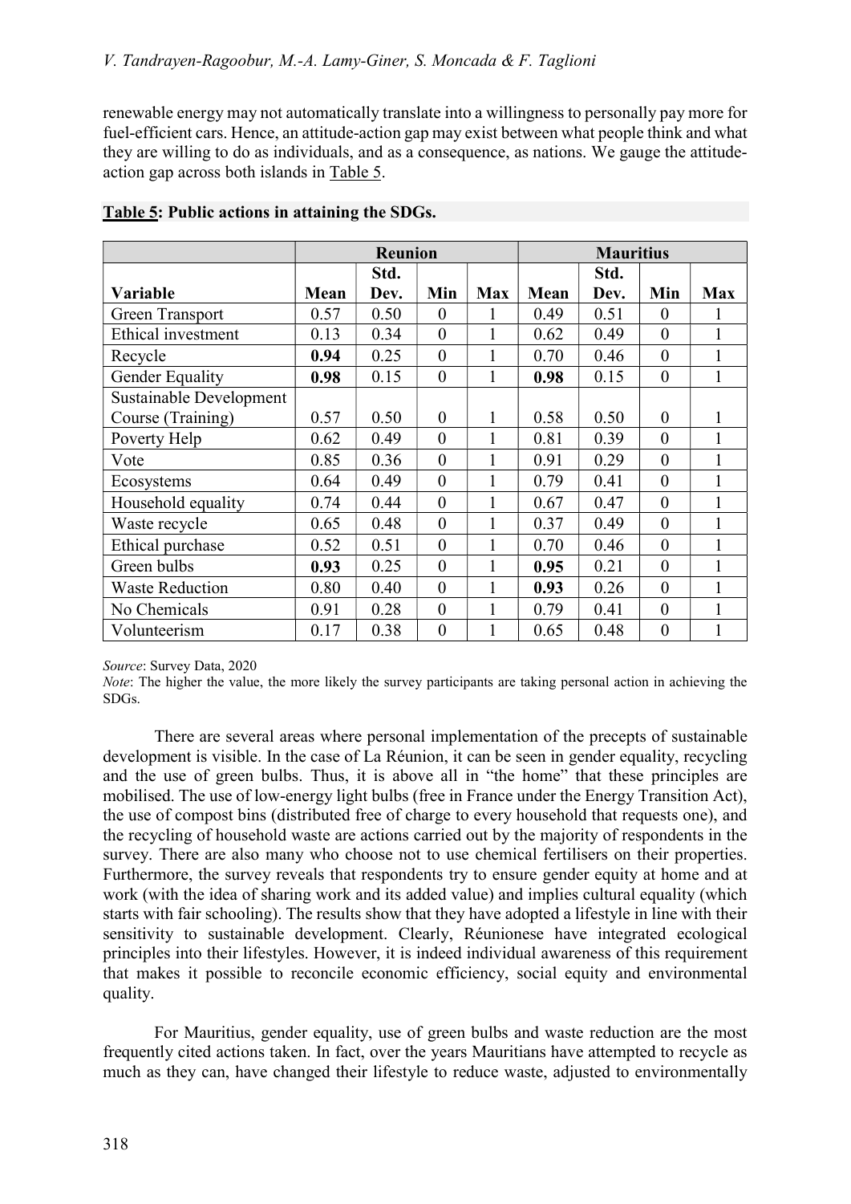renewable energy may not automatically translate into a willingness to personally pay more for fuel-efficient cars. Hence, an attitude-action gap may exist between what people think and what they are willing to do as individuals, and as a consequence, as nations. We gauge the attitude-action gap across both islands in Table 5.

**Table 5: Public actions in attaining the SDGs.**

| | Reunion | | | | Mauritius | | | |
|---|---|---|---|---|---|---|---|---|
| Variable | Mean | Std. Dev. | Min | Max | Mean | Std. Dev. | Min | Max |
| Green Transport | 0.57 | 0.50 | 0 | 1 | 0.49 | 0.51 | 0 | 1 |
| Ethical investment | 0.13 | 0.34 | 0 | 1 | 0.62 | 0.49 | 0 | 1 |
| Recycle | **0.94** | 0.25 | 0 | 1 | 0.70 | 0.46 | 0 | 1 |
| Gender Equality | **0.98** | 0.15 | 0 | 1 | **0.98** | 0.15 | 0 | 1 |
| Sustainable Development Course (Training) | 0.57 | 0.50 | 0 | 1 | 0.58 | 0.50 | 0 | 1 |
| Poverty Help | 0.62 | 0.49 | 0 | 1 | 0.81 | 0.39 | 0 | 1 |
| Vote | 0.85 | 0.36 | 0 | 1 | 0.91 | 0.29 | 0 | 1 |
| Ecosystems | 0.64 | 0.49 | 0 | 1 | 0.79 | 0.41 | 0 | 1 |
| Household equality | 0.74 | 0.44 | 0 | 1 | 0.67 | 0.47 | 0 | 1 |
| Waste recycle | 0.65 | 0.48 | 0 | 1 | 0.37 | 0.49 | 0 | 1 |
| Ethical purchase | 0.52 | 0.51 | 0 | 1 | 0.70 | 0.46 | 0 | 1 |
| Green bulbs | **0.93** | 0.25 | 0 | 1 | **0.95** | 0.21 | 0 | 1 |
| Waste Reduction | 0.80 | 0.40 | 0 | 1 | **0.93** | 0.26 | 0 | 1 |
| No Chemicals | 0.91 | 0.28 | 0 | 1 | 0.79 | 0.41 | 0 | 1 |
| Volunteerism | 0.17 | 0.38 | 0 | 1 | 0.65 | 0.48 | 0 | 1 |

*Source*: Survey Data, 2020

*Note*: The higher the value, the more likely the survey participants are taking personal action in achieving the SDGs.

There are several areas where personal implementation of the precepts of sustainable development is visible. In the case of La Réunion, it can be seen in gender equality, recycling and the use of green bulbs. Thus, it is above all in "the home" that these principles are mobilised. The use of low-energy light bulbs (free in France under the Energy Transition Act), the use of compost bins (distributed free of charge to every household that requests one), and the recycling of household waste are actions carried out by the majority of respondents in the survey. There are also many who choose not to use chemical fertilisers on their properties. Furthermore, the survey reveals that respondents try to ensure gender equity at home and at work (with the idea of sharing work and its added value) and implies cultural equality (which starts with fair schooling). The results show that they have adopted a lifestyle in line with their sensitivity to sustainable development. Clearly, Réunionese have integrated ecological principles into their lifestyles. However, it is indeed individual awareness of this requirement that makes it possible to reconcile economic efficiency, social equity and environmental quality.

For Mauritius, gender equality, use of green bulbs and waste reduction are the most frequently cited actions taken. In fact, over the years Mauritians have attempted to recycle as much as they can, have changed their lifestyle to reduce waste, adjusted to environmentally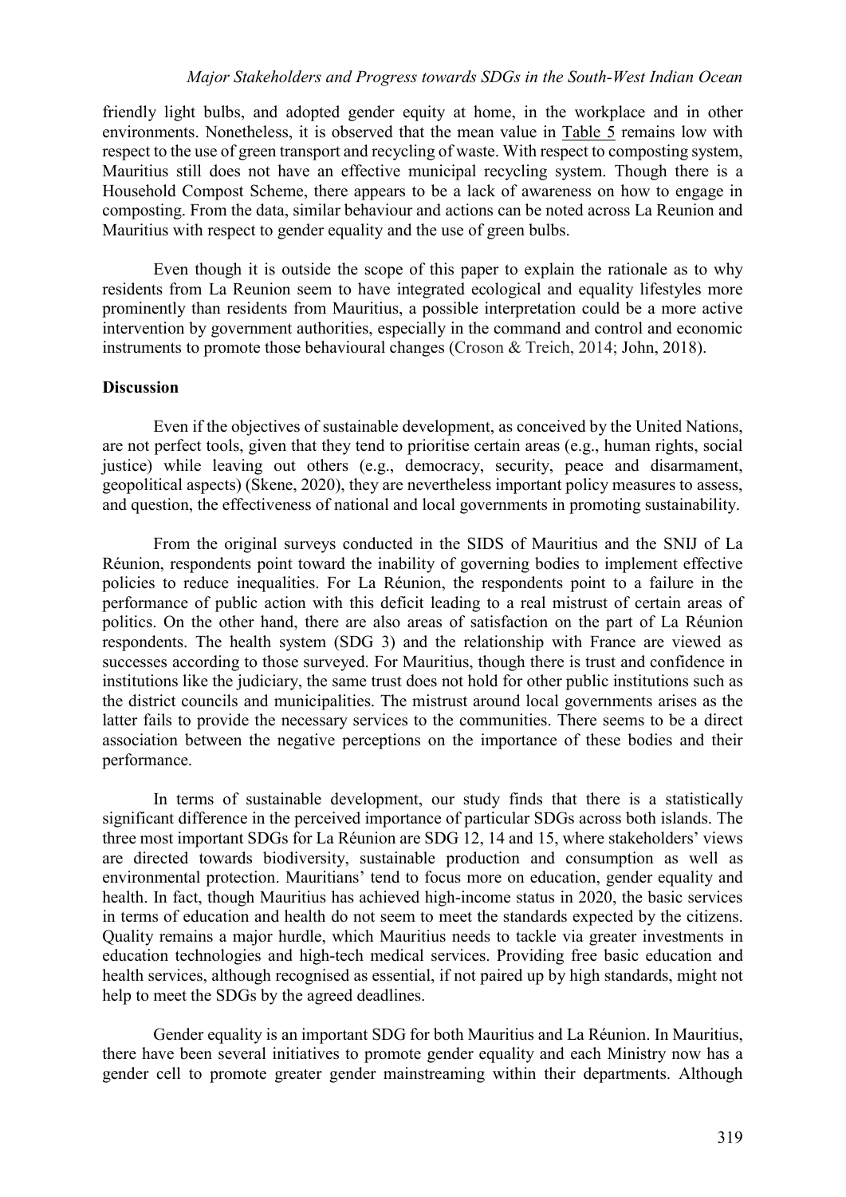friendly light bulbs, and adopted gender equity at home, in the workplace and in other environments. Nonetheless, it is observed that the mean value in Table 5 remains low with respect to the use of green transport and recycling of waste. With respect to composting system, Mauritius still does not have an effective municipal recycling system. Though there is a Household Compost Scheme, there appears to be a lack of awareness on how to engage in composting. From the data, similar behaviour and actions can be noted across La Reunion and Mauritius with respect to gender equality and the use of green bulbs.

Even though it is outside the scope of this paper to explain the rationale as to why residents from La Reunion seem to have integrated ecological and equality lifestyles more prominently than residents from Mauritius, a possible interpretation could be a more active intervention by government authorities, especially in the command and control and economic instruments to promote those behavioural changes (Croson & Treich, 2014; John, 2018).

**Discussion**

Even if the objectives of sustainable development, as conceived by the United Nations, are not perfect tools, given that they tend to prioritise certain areas (e.g., human rights, social justice) while leaving out others (e.g., democracy, security, peace and disarmament, geopolitical aspects) (Skene, 2020), they are nevertheless important policy measures to assess, and question, the effectiveness of national and local governments in promoting sustainability.

From the original surveys conducted in the SIDS of Mauritius and the SNIJ of La Réunion, respondents point toward the inability of governing bodies to implement effective policies to reduce inequalities. For La Réunion, the respondents point to a failure in the performance of public action with this deficit leading to a real mistrust of certain areas of politics. On the other hand, there are also areas of satisfaction on the part of La Réunion respondents. The health system (SDG 3) and the relationship with France are viewed as successes according to those surveyed. For Mauritius, though there is trust and confidence in institutions like the judiciary, the same trust does not hold for other public institutions such as the district councils and municipalities. The mistrust around local governments arises as the latter fails to provide the necessary services to the communities. There seems to be a direct association between the negative perceptions on the importance of these bodies and their performance.

In terms of sustainable development, our study finds that there is a statistically significant difference in the perceived importance of particular SDGs across both islands. The three most important SDGs for La Réunion are SDG 12, 14 and 15, where stakeholders' views are directed towards biodiversity, sustainable production and consumption as well as environmental protection. Mauritians' tend to focus more on education, gender equality and health. In fact, though Mauritius has achieved high-income status in 2020, the basic services in terms of education and health do not seem to meet the standards expected by the citizens. Quality remains a major hurdle, which Mauritius needs to tackle via greater investments in education technologies and high-tech medical services. Providing free basic education and health services, although recognised as essential, if not paired up by high standards, might not help to meet the SDGs by the agreed deadlines.

Gender equality is an important SDG for both Mauritius and La Réunion. In Mauritius, there have been several initiatives to promote gender equality and each Ministry now has a gender cell to promote greater gender mainstreaming within their departments. Although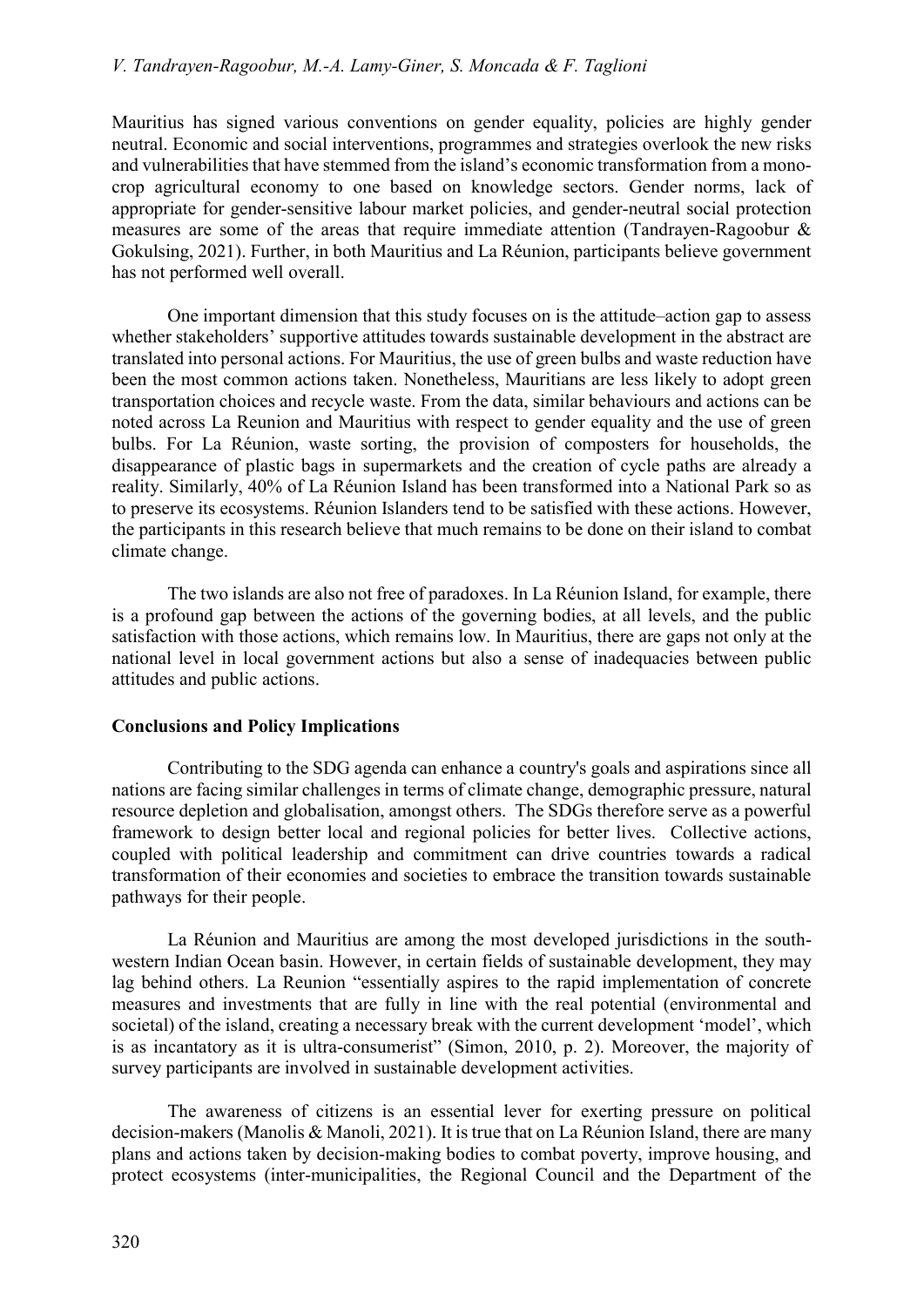Mauritius has signed various conventions on gender equality, policies are highly gender neutral. Economic and social interventions, programmes and strategies overlook the new risks and vulnerabilities that have stemmed from the island's economic transformation from a mono-crop agricultural economy to one based on knowledge sectors. Gender norms, lack of appropriate for gender-sensitive labour market policies, and gender-neutral social protection measures are some of the areas that require immediate attention (Tandrayen-Ragoobur & Gokulsing, 2021). Further, in both Mauritius and La Réunion, participants believe government has not performed well overall.

One important dimension that this study focuses on is the attitude–action gap to assess whether stakeholders' supportive attitudes towards sustainable development in the abstract are translated into personal actions. For Mauritius, the use of green bulbs and waste reduction have been the most common actions taken. Nonetheless, Mauritians are less likely to adopt green transportation choices and recycle waste. From the data, similar behaviours and actions can be noted across La Reunion and Mauritius with respect to gender equality and the use of green bulbs. For La Réunion, waste sorting, the provision of composters for households, the disappearance of plastic bags in supermarkets and the creation of cycle paths are already a reality. Similarly, 40% of La Réunion Island has been transformed into a National Park so as to preserve its ecosystems. Réunion Islanders tend to be satisfied with these actions. However, the participants in this research believe that much remains to be done on their island to combat climate change.

The two islands are also not free of paradoxes. In La Réunion Island, for example, there is a profound gap between the actions of the governing bodies, at all levels, and the public satisfaction with those actions, which remains low. In Mauritius, there are gaps not only at the national level in local government actions but also a sense of inadequacies between public attitudes and public actions.

## Conclusions and Policy Implications

Contributing to the SDG agenda can enhance a country's goals and aspirations since all nations are facing similar challenges in terms of climate change, demographic pressure, natural resource depletion and globalisation, amongst others. The SDGs therefore serve as a powerful framework to design better local and regional policies for better lives. Collective actions, coupled with political leadership and commitment can drive countries towards a radical transformation of their economies and societies to embrace the transition towards sustainable pathways for their people.

La Réunion and Mauritius are among the most developed jurisdictions in the south-western Indian Ocean basin. However, in certain fields of sustainable development, they may lag behind others. La Reunion "essentially aspires to the rapid implementation of concrete measures and investments that are fully in line with the real potential (environmental and societal) of the island, creating a necessary break with the current development 'model', which is as incantatory as it is ultra-consumerist" (Simon, 2010, p. 2). Moreover, the majority of survey participants are involved in sustainable development activities.

The awareness of citizens is an essential lever for exerting pressure on political decision-makers (Manolis & Manoli, 2021). It is true that on La Réunion Island, there are many plans and actions taken by decision-making bodies to combat poverty, improve housing, and protect ecosystems (inter-municipalities, the Regional Council and the Department of the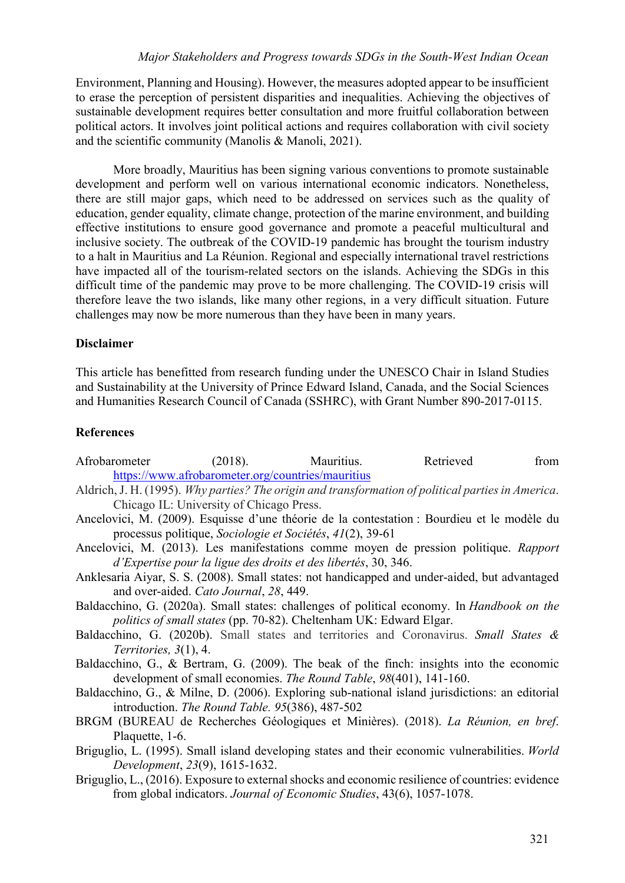Environment, Planning and Housing). However, the measures adopted appear to be insufficient to erase the perception of persistent disparities and inequalities. Achieving the objectives of sustainable development requires better consultation and more fruitful collaboration between political actors. It involves joint political actions and requires collaboration with civil society and the scientific community (Manolis & Manoli, 2021).

More broadly, Mauritius has been signing various conventions to promote sustainable development and perform well on various international economic indicators. Nonetheless, there are still major gaps, which need to be addressed on services such as the quality of education, gender equality, climate change, protection of the marine environment, and building effective institutions to ensure good governance and promote a peaceful multicultural and inclusive society. The outbreak of the COVID-19 pandemic has brought the tourism industry to a halt in Mauritius and La Réunion. Regional and especially international travel restrictions have impacted all of the tourism-related sectors on the islands. Achieving the SDGs in this difficult time of the pandemic may prove to be more challenging. The COVID-19 crisis will therefore leave the two islands, like many other regions, in a very difficult situation. Future challenges may now be more numerous than they have been in many years.

**Disclaimer**

This article has benefitted from research funding under the UNESCO Chair in Island Studies and Sustainability at the University of Prince Edward Island, Canada, and the Social Sciences and Humanities Research Council of Canada (SSHRC), with Grant Number 890-2017-0115.

**References**

Afrobarometer (2018). Mauritius. Retrieved from https://www.afrobarometer.org/countries/mauritius

Aldrich, J. H. (1995). *Why parties? The origin and transformation of political parties in America*. Chicago IL: University of Chicago Press.

Ancelovici, M. (2009). Esquisse d'une théorie de la contestation : Bourdieu et le modèle du processus politique, *Sociologie et Sociétés*, *41*(2), 39-61

Ancelovici, M. (2013). Les manifestations comme moyen de pression politique. *Rapport d'Expertise pour la ligue des droits et des libertés*, 30, 346.

Anklesaria Aiyar, S. S. (2008). Small states: not handicapped and under-aided, but advantaged and over-aided. *Cato Journal*, *28*, 449.

Baldacchino, G. (2020a). Small states: challenges of political economy. In *Handbook on the politics of small states* (pp. 70-82). Cheltenham UK: Edward Elgar.

Baldacchino, G. (2020b). Small states and territories and Coronavirus. *Small States & Territories, 3*(1), 4.

Baldacchino, G., & Bertram, G. (2009). The beak of the finch: insights into the economic development of small economies. *The Round Table*, *98*(401), 141-160.

Baldacchino, G., & Milne, D. (2006). Exploring sub-national island jurisdictions: an editorial introduction. *The Round Table. 95*(386), 487-502

BRGM (BUREAU de Recherches Géologiques et Minières). (2018). *La Réunion, en bref*. Plaquette, 1-6.

Briguglio, L. (1995). Small island developing states and their economic vulnerabilities. *World Development*, *23*(9), 1615-1632.

Briguglio, L., (2016). Exposure to external shocks and economic resilience of countries: evidence from global indicators. *Journal of Economic Studies*, 43(6), 1057-1078.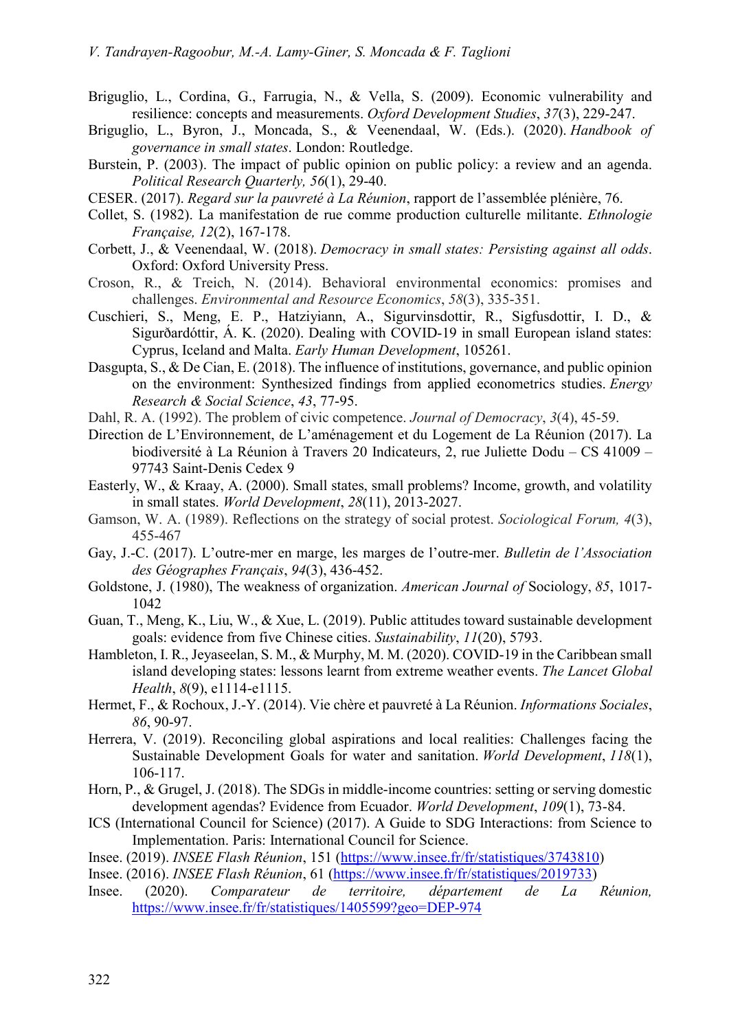Briguglio, L., Cordina, G., Farrugia, N., & Vella, S. (2009). Economic vulnerability and resilience: concepts and measurements. *Oxford Development Studies*, *37*(3), 229-247.

Briguglio, L., Byron, J., Moncada, S., & Veenendaal, W. (Eds.). (2020). *Handbook of governance in small states*. London: Routledge.

Burstein, P. (2003). The impact of public opinion on public policy: a review and an agenda. *Political Research Quarterly, 56*(1), 29-40.

CESER. (2017). *Regard sur la pauvreté à La Réunion*, rapport de l'assemblée plénière, 76.

Collet, S. (1982). La manifestation de rue comme production culturelle militante. *Ethnologie Française, 12*(2), 167-178.

Corbett, J., & Veenendaal, W. (2018). *Democracy in small states: Persisting against all odds*. Oxford: Oxford University Press.

Croson, R., & Treich, N. (2014). Behavioral environmental economics: promises and challenges. *Environmental and Resource Economics*, *58*(3), 335-351.

Cuschieri, S., Meng, E. P., Hatziyiann, A., Sigurvinsdottir, R., Sigfusdottir, I. D., & Sigurðardóttir, Á. K. (2020). Dealing with COVID-19 in small European island states: Cyprus, Iceland and Malta. *Early Human Development*, 105261.

Dasgupta, S., & De Cian, E. (2018). The influence of institutions, governance, and public opinion on the environment: Synthesized findings from applied econometrics studies. *Energy Research & Social Science*, *43*, 77-95.

Dahl, R. A. (1992). The problem of civic competence. *Journal of Democracy*, *3*(4), 45-59.

Direction de L'Environnement, de L'aménagement et du Logement de La Réunion (2017). La biodiversité à La Réunion à Travers 20 Indicateurs, 2, rue Juliette Dodu – CS 41009 – 97743 Saint-Denis Cedex 9

Easterly, W., & Kraay, A. (2000). Small states, small problems? Income, growth, and volatility in small states. *World Development*, *28*(11), 2013-2027.

Gamson, W. A. (1989). Reflections on the strategy of social protest. *Sociological Forum, 4*(3), 455-467

Gay, J.-C. (2017). L'outre-mer en marge, les marges de l'outre-mer. *Bulletin de l'Association des Géographes Français*, *94*(3), 436-452.

Goldstone, J. (1980), The weakness of organization. *American Journal of* Sociology, *85*, 1017-1042

Guan, T., Meng, K., Liu, W., & Xue, L. (2019). Public attitudes toward sustainable development goals: evidence from five Chinese cities. *Sustainability*, *11*(20), 5793.

Hambleton, I. R., Jeyaseelan, S. M., & Murphy, M. M. (2020). COVID-19 in the Caribbean small island developing states: lessons learnt from extreme weather events. *The Lancet Global Health*, *8*(9), e1114-e1115.

Hermet, F., & Rochoux, J.-Y. (2014). Vie chère et pauvreté à La Réunion. *Informations Sociales*, *86*, 90-97.

Herrera, V. (2019). Reconciling global aspirations and local realities: Challenges facing the Sustainable Development Goals for water and sanitation. *World Development*, *118*(1), 106-117.

Horn, P., & Grugel, J. (2018). The SDGs in middle-income countries: setting or serving domestic development agendas? Evidence from Ecuador. *World Development*, *109*(1), 73-84.

ICS (International Council for Science) (2017). A Guide to SDG Interactions: from Science to Implementation. Paris: International Council for Science.

Insee. (2019). *INSEE Flash Réunion*, 151 (https://www.insee.fr/fr/statistiques/3743810)

Insee. (2016). *INSEE Flash Réunion*, 61 (https://www.insee.fr/fr/statistiques/2019733)

Insee. (2020). *Comparateur de territoire, département de La Réunion*, https://www.insee.fr/fr/statistiques/1405599?geo=DEP-974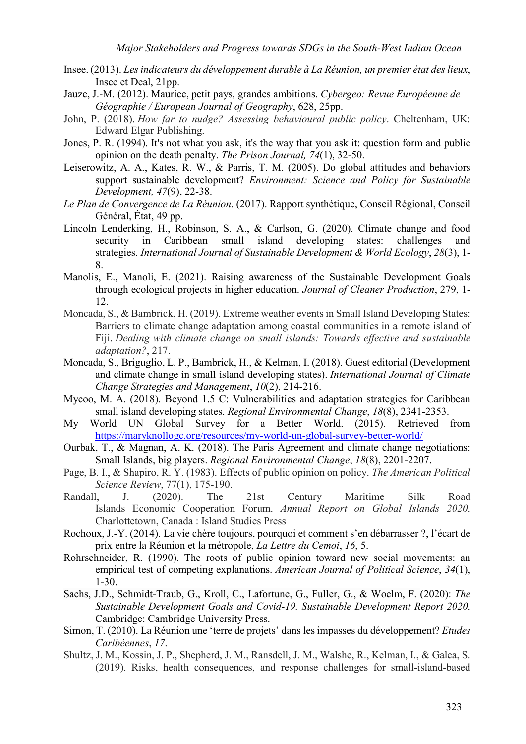Insee. (2013). *Les indicateurs du développement durable à La Réunion, un premier état des lieux*, Insee et Deal, 21pp.

Jauze, J.-M. (2012). Maurice, petit pays, grandes ambitions. *Cybergeo: Revue Européenne de Géographie / European Journal of Geography*, 628, 25pp.

John, P. (2018). *How far to nudge? Assessing behavioural public policy*. Cheltenham, UK: Edward Elgar Publishing.

Jones, P. R. (1994). It's not what you ask, it's the way that you ask it: question form and public opinion on the death penalty. *The Prison Journal, 74*(1), 32-50.

Leiserowitz, A. A., Kates, R. W., & Parris, T. M. (2005). Do global attitudes and behaviors support sustainable development? *Environment: Science and Policy for Sustainable Development, 47*(9), 22-38.

*Le Plan de Convergence de La Réunion*. (2017). Rapport synthétique, Conseil Régional, Conseil Général, État, 49 pp.

Lincoln Lenderking, H., Robinson, S. A., & Carlson, G. (2020). Climate change and food security in Caribbean small island developing states: challenges and strategies. *International Journal of Sustainable Development & World Ecology*, *28*(3), 1-8.

Manolis, E., Manoli, E. (2021). Raising awareness of the Sustainable Development Goals through ecological projects in higher education. *Journal of Cleaner Production*, 279, 1-12.

Moncada, S., & Bambrick, H. (2019). Extreme weather events in Small Island Developing States: Barriers to climate change adaptation among coastal communities in a remote island of Fiji. *Dealing with climate change on small islands: Towards effective and sustainable adaptation?*, 217.

Moncada, S., Briguglio, L. P., Bambrick, H., & Kelman, I. (2018). Guest editorial (Development and climate change in small island developing states). *International Journal of Climate Change Strategies and Management*, *10*(2), 214-216.

Mycoo, M. A. (2018). Beyond 1.5 C: Vulnerabilities and adaptation strategies for Caribbean small island developing states. *Regional Environmental Change*, *18*(8), 2341-2353.

My World UN Global Survey for a Better World. (2015). Retrieved from https://maryknollogc.org/resources/my-world-un-global-survey-better-world/

Ourbak, T., & Magnan, A. K. (2018). The Paris Agreement and climate change negotiations: Small Islands, big players. *Regional Environmental Change*, *18*(8), 2201-2207.

Page, B. I., & Shapiro, R. Y. (1983). Effects of public opinion on policy. *The American Political Science Review*, 77(1), 175-190.

Randall, J. (2020). The 21st Century Maritime Silk Road Islands Economic Cooperation Forum. *Annual Report on Global Islands 2020*. Charlottetown, Canada : Island Studies Press

Rochoux, J.-Y. (2014). La vie chère toujours, pourquoi et comment s'en débarrasser ?, l'écart de prix entre la Réunion et la métropole, *La Lettre du Cemoi*, *16*, 5.

Rohrschneider, R. (1990). The roots of public opinion toward new social movements: an empirical test of competing explanations. *American Journal of Political Science*, *34*(1), 1-30.

Sachs, J.D., Schmidt-Traub, G., Kroll, C., Lafortune, G., Fuller, G., & Woelm, F. (2020): *The Sustainable Development Goals and Covid-19. Sustainable Development Report 2020*. Cambridge: Cambridge University Press.

Simon, T. (2010). La Réunion une 'terre de projets' dans les impasses du développement? *Etudes Caribéennes*, *17*.

Shultz, J. M., Kossin, J. P., Shepherd, J. M., Ransdell, J. M., Walshe, R., Kelman, I., & Galea, S. (2019). Risks, health consequences, and response challenges for small-island-based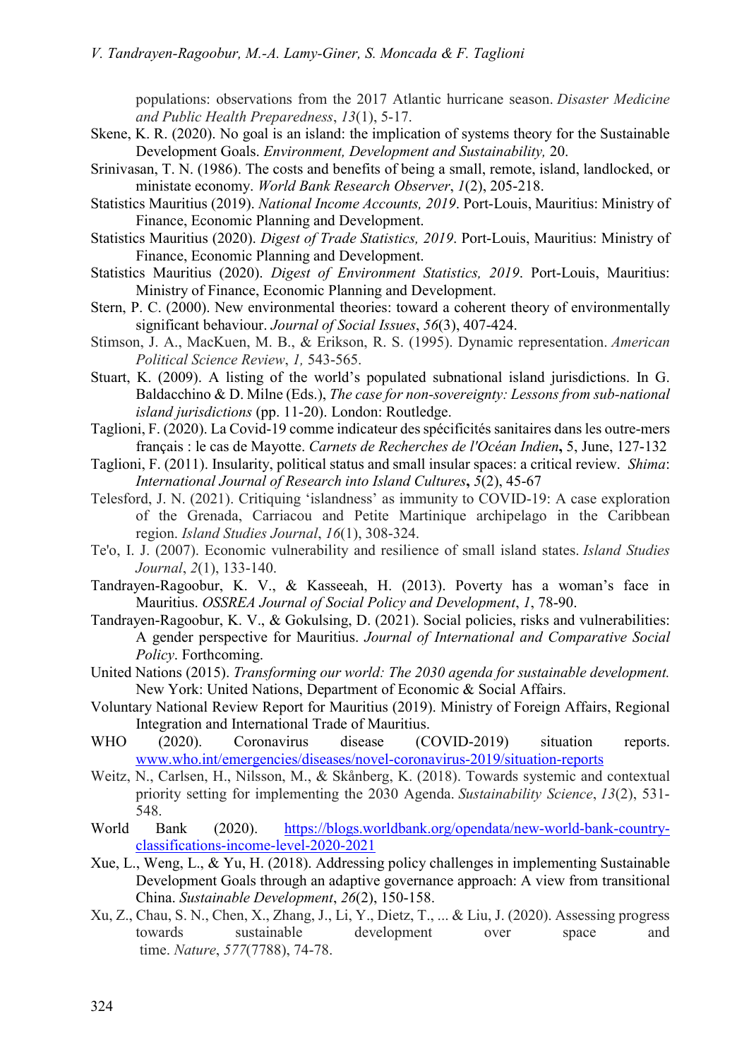populations: observations from the 2017 Atlantic hurricane season. *Disaster Medicine and Public Health Preparedness*, *13*(1), 5-17.

Skene, K. R. (2020). No goal is an island: the implication of systems theory for the Sustainable Development Goals. *Environment, Development and Sustainability,* 20.

Srinivasan, T. N. (1986). The costs and benefits of being a small, remote, island, landlocked, or ministate economy. *World Bank Research Observer*, *1*(2), 205-218.

Statistics Mauritius (2019). *National Income Accounts, 2019*. Port-Louis, Mauritius: Ministry of Finance, Economic Planning and Development.

Statistics Mauritius (2020). *Digest of Trade Statistics, 2019*. Port-Louis, Mauritius: Ministry of Finance, Economic Planning and Development.

Statistics Mauritius (2020). *Digest of Environment Statistics, 2019*. Port-Louis, Mauritius: Ministry of Finance, Economic Planning and Development.

Stern, P. C. (2000). New environmental theories: toward a coherent theory of environmentally significant behaviour. *Journal of Social Issues*, *56*(3), 407-424.

Stimson, J. A., MacKuen, M. B., & Erikson, R. S. (1995). Dynamic representation. *American Political Science Review*, *1,* 543-565.

Stuart, K. (2009). A listing of the world's populated subnational island jurisdictions. In G. Baldacchino & D. Milne (Eds.), *The case for non-sovereignty: Lessons from sub-national island jurisdictions* (pp. 11-20). London: Routledge.

Taglioni, F. (2020). La Covid-19 comme indicateur des spécificités sanitaires dans les outre-mers français : le cas de Mayotte. *Carnets de Recherches de l'Océan Indien***,** 5, June, 127-132

Taglioni, F. (2011). Insularity, political status and small insular spaces: a critical review. *Shima*: *International Journal of Research into Island Cultures***,** *5*(2), 45-67

Telesford, J. N. (2021). Critiquing 'islandness' as immunity to COVID-19: A case exploration of the Grenada, Carriacou and Petite Martinique archipelago in the Caribbean region. *Island Studies Journal*, *16*(1), 308-324.

Te'o, I. J. (2007). Economic vulnerability and resilience of small island states. *Island Studies Journal*, *2*(1), 133-140.

Tandrayen-Ragoobur, K. V., & Kasseeah, H. (2013). Poverty has a woman's face in Mauritius. *OSSREA Journal of Social Policy and Development*, *1*, 78-90.

Tandrayen-Ragoobur, K. V., & Gokulsing, D. (2021). Social policies, risks and vulnerabilities: A gender perspective for Mauritius. *Journal of International and Comparative Social Policy*. Forthcoming.

United Nations (2015). *Transforming our world: The 2030 agenda for sustainable development.* New York: United Nations, Department of Economic & Social Affairs.

Voluntary National Review Report for Mauritius (2019). Ministry of Foreign Affairs, Regional Integration and International Trade of Mauritius.

WHO (2020). Coronavirus disease (COVID-2019) situation reports. www.who.int/emergencies/diseases/novel-coronavirus-2019/situation-reports

Weitz, N., Carlsen, H., Nilsson, M., & Skånberg, K. (2018). Towards systemic and contextual priority setting for implementing the 2030 Agenda. *Sustainability Science*, *13*(2), 531-548.

World Bank (2020). https://blogs.worldbank.org/opendata/new-world-bank-country-classifications-income-level-2020-2021

Xue, L., Weng, L., & Yu, H. (2018). Addressing policy challenges in implementing Sustainable Development Goals through an adaptive governance approach: A view from transitional China. *Sustainable Development*, *26*(2), 150-158.

Xu, Z., Chau, S. N., Chen, X., Zhang, J., Li, Y., Dietz, T., ... & Liu, J. (2020). Assessing progress towards sustainable development over space and time. *Nature*, *577*(7788), 74-78.